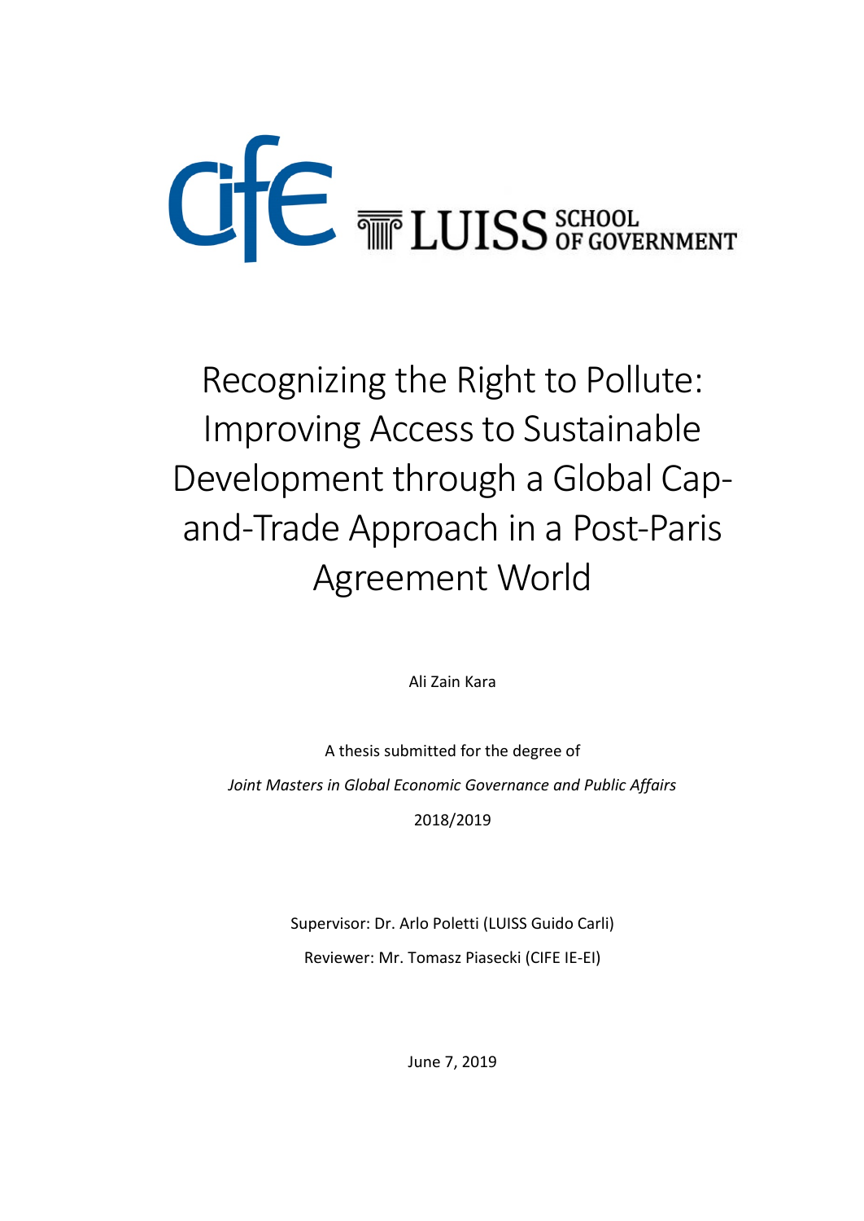# Recognizing the Right to Pollute: Improving Access to Sustainable Development through a Global Cap-and-Trade Approach in a Post-Paris Agreement World

Ali Zain Kara

A thesis submitted for the degree of

*Joint Masters in Global Economic Governance and Public Affairs*

2018/2019

Supervisor: Dr. Arlo Poletti (LUISS Guido Carli)

Reviewer: Mr. Tomasz Piasecki (CIFE IE-EI)

June 7, 2019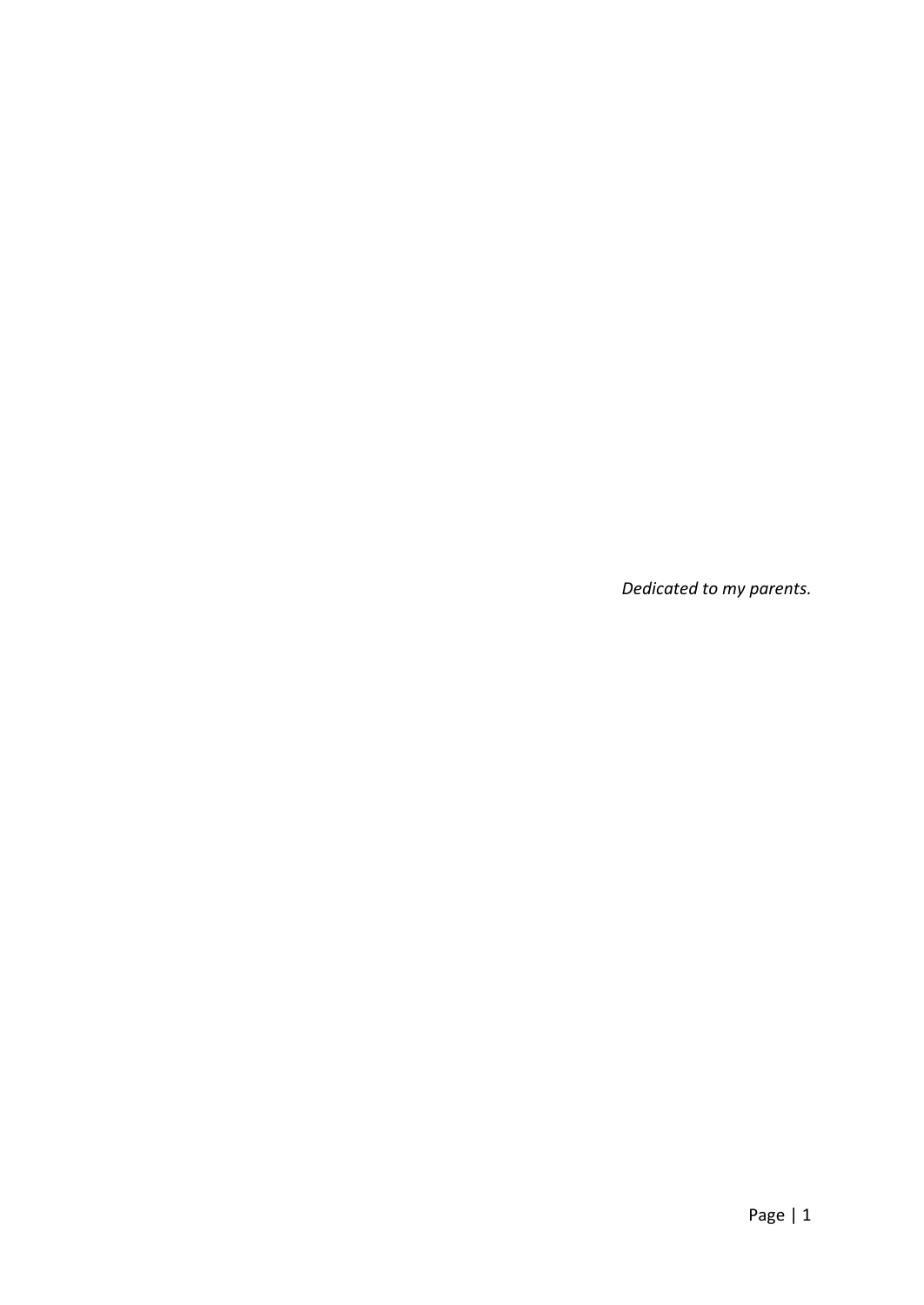*Dedicated to my parents.*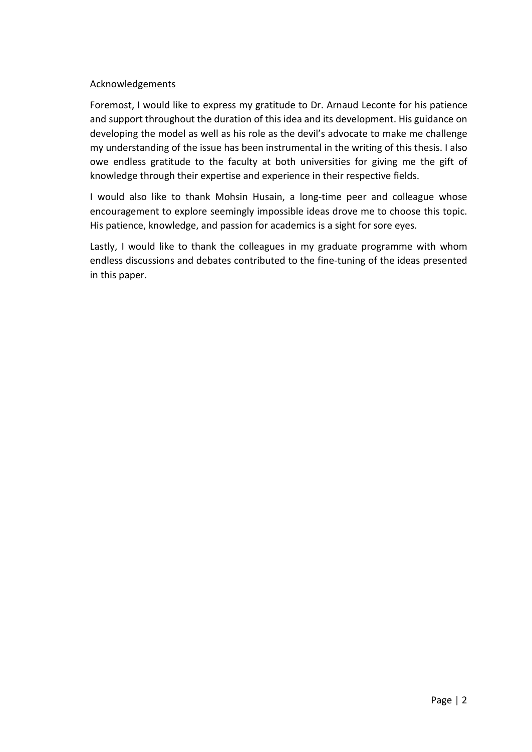## Acknowledgements

Foremost, I would like to express my gratitude to Dr. Arnaud Leconte for his patience and support throughout the duration of this idea and its development. His guidance on developing the model as well as his role as the devil's advocate to make me challenge my understanding of the issue has been instrumental in the writing of this thesis. I also owe endless gratitude to the faculty at both universities for giving me the gift of knowledge through their expertise and experience in their respective fields.

I would also like to thank Mohsin Husain, a long-time peer and colleague whose encouragement to explore seemingly impossible ideas drove me to choose this topic. His patience, knowledge, and passion for academics is a sight for sore eyes.

Lastly, I would like to thank the colleagues in my graduate programme with whom endless discussions and debates contributed to the fine-tuning of the ideas presented in this paper.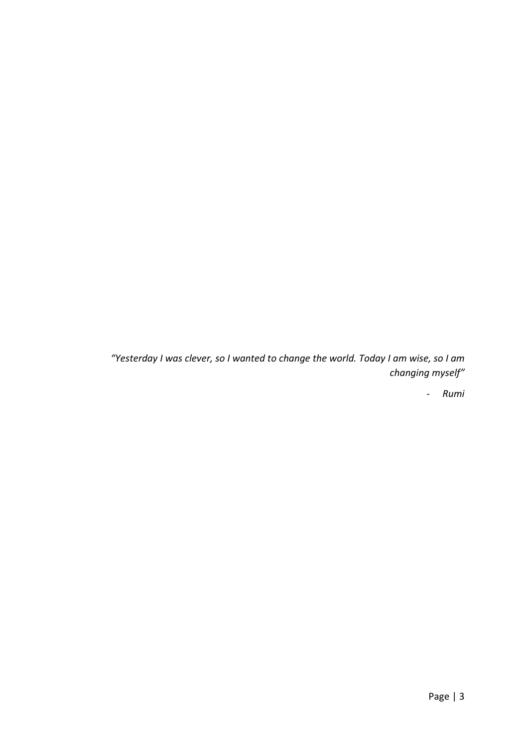*"Yesterday I was clever, so I wanted to change the world. Today I am wise, so I am changing myself"*

- *Rumi*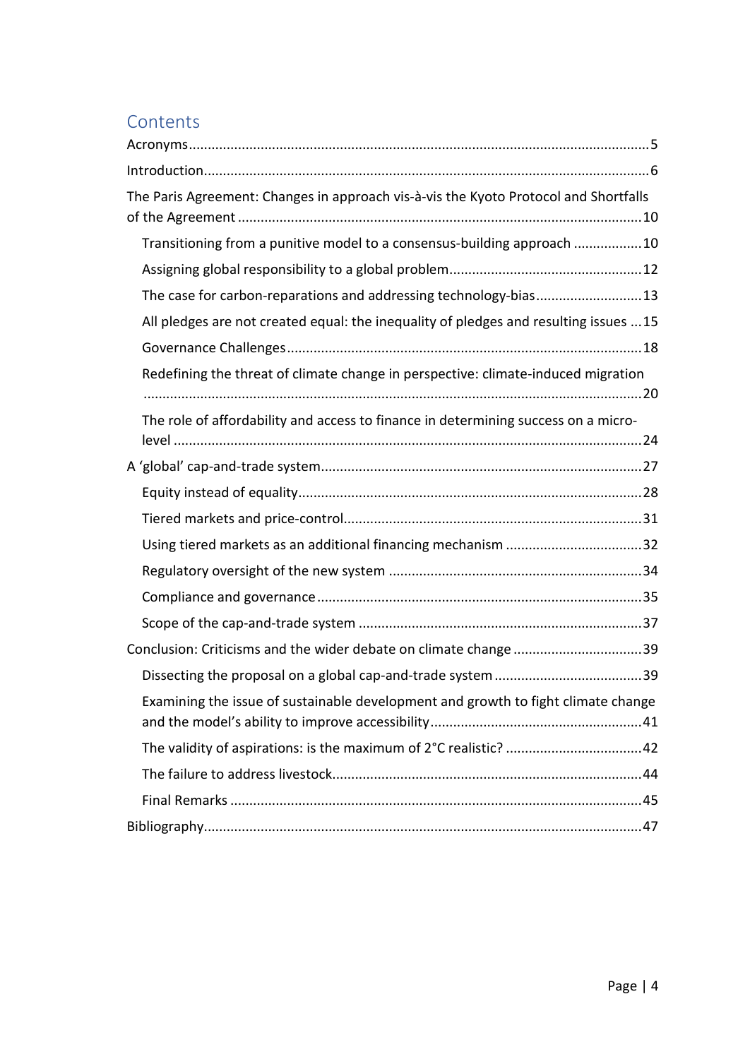# Contents

- Acronyms .......... 5
- Introduction .......... 6
- The Paris Agreement: Changes in approach vis-à-vis the Kyoto Protocol and Shortfalls of the Agreement .......... 10
  - Transitioning from a punitive model to a consensus-building approach .......... 10
  - Assigning global responsibility to a global problem .......... 12
  - The case for carbon-reparations and addressing technology-bias .......... 13
  - All pledges are not created equal: the inequality of pledges and resulting issues .......... 15
  - Governance Challenges .......... 18
  - Redefining the threat of climate change in perspective: climate-induced migration .......... 20
  - The role of affordability and access to finance in determining success on a micro-level .......... 24
- A 'global' cap-and-trade system .......... 27
  - Equity instead of equality .......... 28
  - Tiered markets and price-control .......... 31
  - Using tiered markets as an additional financing mechanism .......... 32
  - Regulatory oversight of the new system .......... 34
  - Compliance and governance .......... 35
  - Scope of the cap-and-trade system .......... 37
- Conclusion: Criticisms and the wider debate on climate change .......... 39
  - Dissecting the proposal on a global cap-and-trade system .......... 39
  - Examining the issue of sustainable development and growth to fight climate change and the model's ability to improve accessibility .......... 41
  - The validity of aspirations: is the maximum of 2°C realistic? .......... 42
  - The failure to address livestock .......... 44
  - Final Remarks .......... 45
- Bibliography .......... 47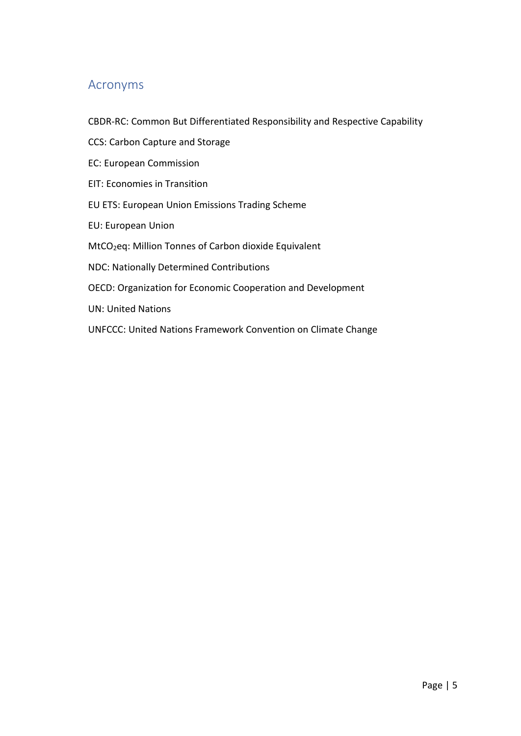## Acronyms

CBDR-RC: Common But Differentiated Responsibility and Respective Capability

CCS: Carbon Capture and Storage

EC: European Commission

EIT: Economies in Transition

EU ETS: European Union Emissions Trading Scheme

EU: European Union

Mt$CO_2$eq: Million Tonnes of Carbon dioxide Equivalent

NDC: Nationally Determined Contributions

OECD: Organization for Economic Cooperation and Development

UN: United Nations

UNFCCC: United Nations Framework Convention on Climate Change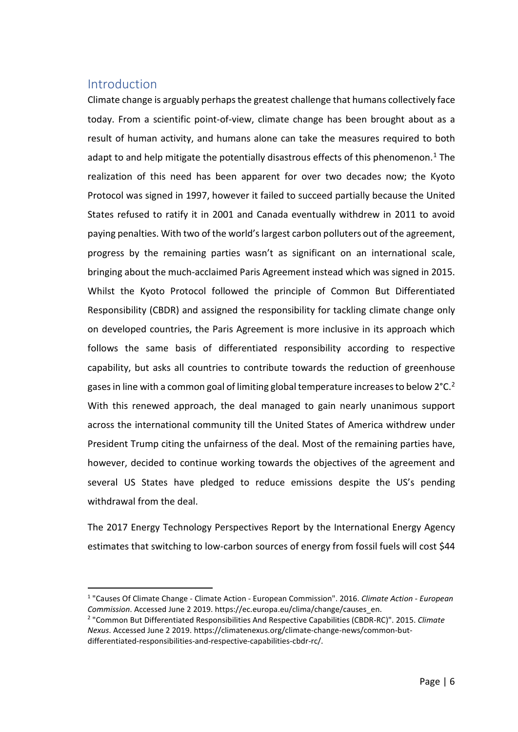## Introduction

Climate change is arguably perhaps the greatest challenge that humans collectively face today. From a scientific point-of-view, climate change has been brought about as a result of human activity, and humans alone can take the measures required to both adapt to and help mitigate the potentially disastrous effects of this phenomenon.[1] The realization of this need has been apparent for over two decades now; the Kyoto Protocol was signed in 1997, however it failed to succeed partially because the United States refused to ratify it in 2001 and Canada eventually withdrew in 2011 to avoid paying penalties. With two of the world's largest carbon polluters out of the agreement, progress by the remaining parties wasn't as significant on an international scale, bringing about the much-acclaimed Paris Agreement instead which was signed in 2015. Whilst the Kyoto Protocol followed the principle of Common But Differentiated Responsibility (CBDR) and assigned the responsibility for tackling climate change only on developed countries, the Paris Agreement is more inclusive in its approach which follows the same basis of differentiated responsibility according to respective capability, but asks all countries to contribute towards the reduction of greenhouse gases in line with a common goal of limiting global temperature increases to below 2°C.[2] With this renewed approach, the deal managed to gain nearly unanimous support across the international community till the United States of America withdrew under President Trump citing the unfairness of the deal. Most of the remaining parties have, however, decided to continue working towards the objectives of the agreement and several US States have pledged to reduce emissions despite the US's pending withdrawal from the deal.

The 2017 Energy Technology Perspectives Report by the International Energy Agency estimates that switching to low-carbon sources of energy from fossil fuels will cost $44

---

[1] "Causes Of Climate Change - Climate Action - European Commission". 2016. *Climate Action - European Commission*. Accessed June 2 2019. https://ec.europa.eu/clima/change/causes_en.

[2] "Common But Differentiated Responsibilities And Respective Capabilities (CBDR-RC)". 2015. *Climate Nexus*. Accessed June 2 2019. https://climatenexus.org/climate-change-news/common-but-differentiated-responsibilities-and-respective-capabilities-cbdr-rc/.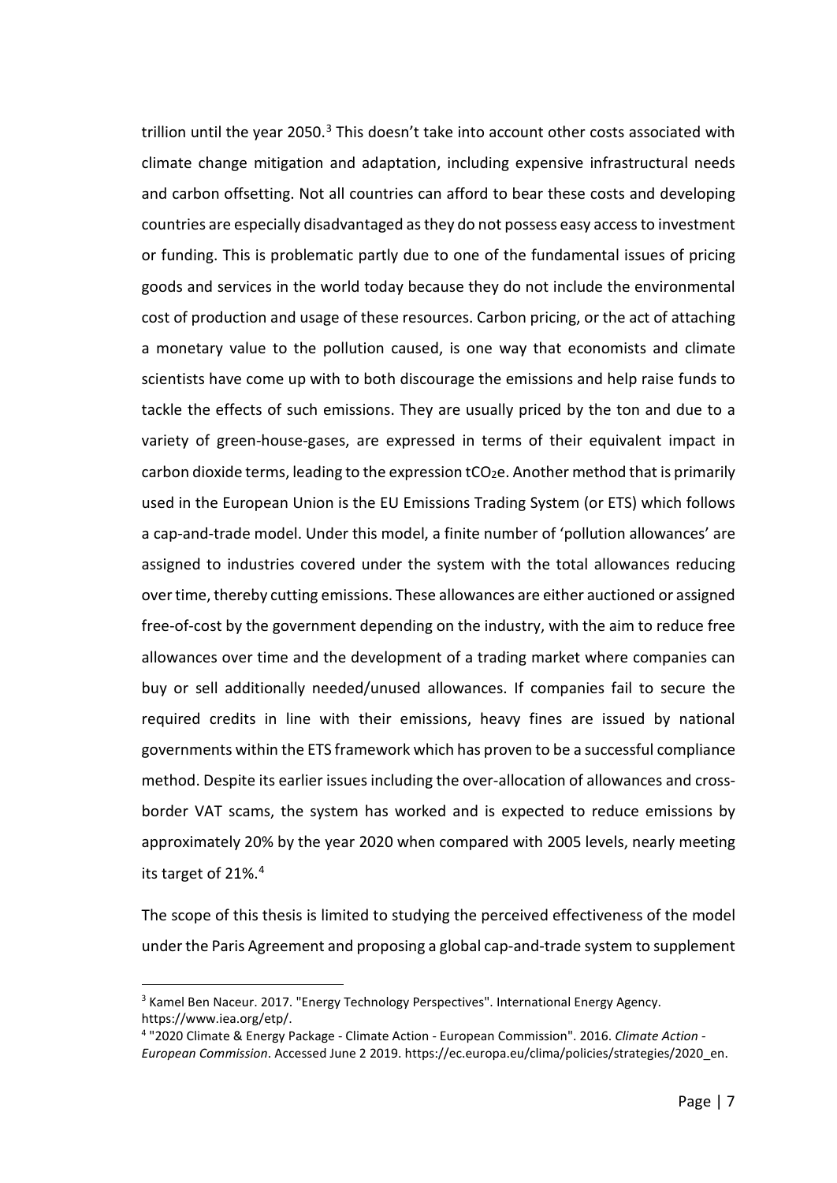trillion until the year 2050.[3] This doesn't take into account other costs associated with climate change mitigation and adaptation, including expensive infrastructural needs and carbon offsetting. Not all countries can afford to bear these costs and developing countries are especially disadvantaged as they do not possess easy access to investment or funding. This is problematic partly due to one of the fundamental issues of pricing goods and services in the world today because they do not include the environmental cost of production and usage of these resources. Carbon pricing, or the act of attaching a monetary value to the pollution caused, is one way that economists and climate scientists have come up with to both discourage the emissions and help raise funds to tackle the effects of such emissions. They are usually priced by the ton and due to a variety of green-house-gases, are expressed in terms of their equivalent impact in carbon dioxide terms, leading to the expression $tCO_2e$. Another method that is primarily used in the European Union is the EU Emissions Trading System (or ETS) which follows a cap-and-trade model. Under this model, a finite number of 'pollution allowances' are assigned to industries covered under the system with the total allowances reducing over time, thereby cutting emissions. These allowances are either auctioned or assigned free-of-cost by the government depending on the industry, with the aim to reduce free allowances over time and the development of a trading market where companies can buy or sell additionally needed/unused allowances. If companies fail to secure the required credits in line with their emissions, heavy fines are issued by national governments within the ETS framework which has proven to be a successful compliance method. Despite its earlier issues including the over-allocation of allowances and cross-border VAT scams, the system has worked and is expected to reduce emissions by approximately 20% by the year 2020 when compared with 2005 levels, nearly meeting its target of 21%.[4]

The scope of this thesis is limited to studying the perceived effectiveness of the model under the Paris Agreement and proposing a global cap-and-trade system to supplement

---

[3] Kamel Ben Naceur. 2017. "Energy Technology Perspectives". International Energy Agency. https://www.iea.org/etp/.

[4] "2020 Climate & Energy Package - Climate Action - European Commission". 2016. *Climate Action - European Commission*. Accessed June 2 2019. https://ec.europa.eu/clima/policies/strategies/2020_en.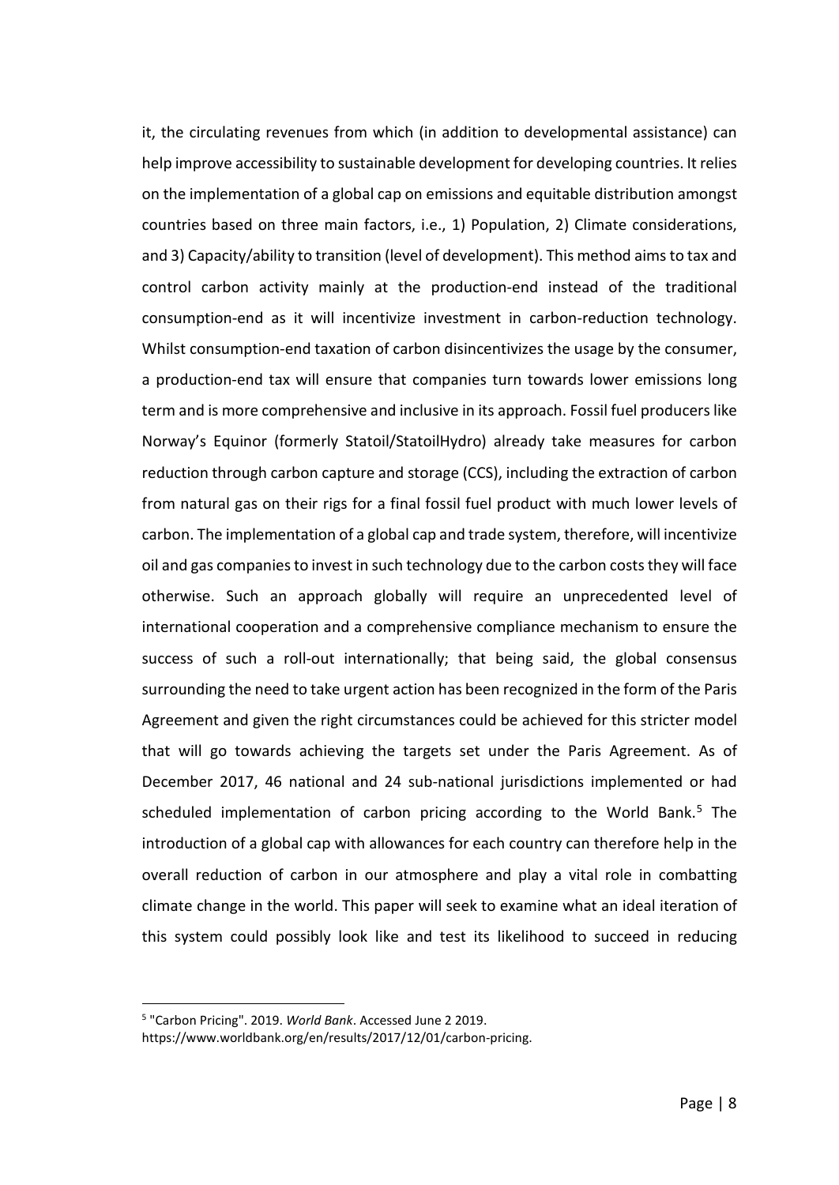it, the circulating revenues from which (in addition to developmental assistance) can help improve accessibility to sustainable development for developing countries. It relies on the implementation of a global cap on emissions and equitable distribution amongst countries based on three main factors, i.e., 1) Population, 2) Climate considerations, and 3) Capacity/ability to transition (level of development). This method aims to tax and control carbon activity mainly at the production-end instead of the traditional consumption-end as it will incentivize investment in carbon-reduction technology. Whilst consumption-end taxation of carbon disincentivizes the usage by the consumer, a production-end tax will ensure that companies turn towards lower emissions long term and is more comprehensive and inclusive in its approach. Fossil fuel producers like Norway's Equinor (formerly Statoil/StatoilHydro) already take measures for carbon reduction through carbon capture and storage (CCS), including the extraction of carbon from natural gas on their rigs for a final fossil fuel product with much lower levels of carbon. The implementation of a global cap and trade system, therefore, will incentivize oil and gas companies to invest in such technology due to the carbon costs they will face otherwise. Such an approach globally will require an unprecedented level of international cooperation and a comprehensive compliance mechanism to ensure the success of such a roll-out internationally; that being said, the global consensus surrounding the need to take urgent action has been recognized in the form of the Paris Agreement and given the right circumstances could be achieved for this stricter model that will go towards achieving the targets set under the Paris Agreement. As of December 2017, 46 national and 24 sub-national jurisdictions implemented or had scheduled implementation of carbon pricing according to the World Bank.[5] The introduction of a global cap with allowances for each country can therefore help in the overall reduction of carbon in our atmosphere and play a vital role in combatting climate change in the world. This paper will seek to examine what an ideal iteration of this system could possibly look like and test its likelihood to succeed in reducing

[5] "Carbon Pricing". 2019. *World Bank*. Accessed June 2 2019. https://www.worldbank.org/en/results/2017/12/01/carbon-pricing.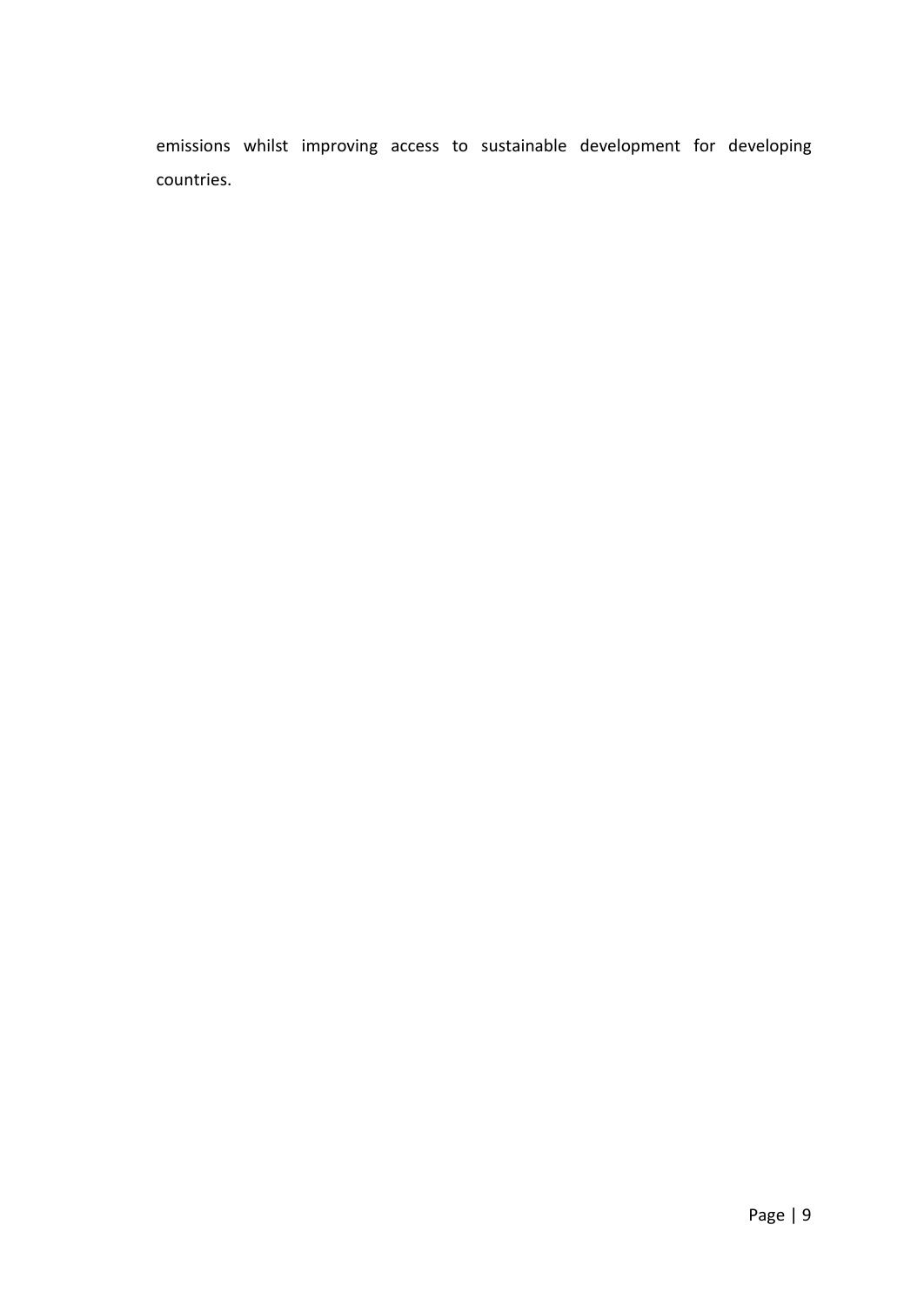emissions whilst improving access to sustainable development for developing countries.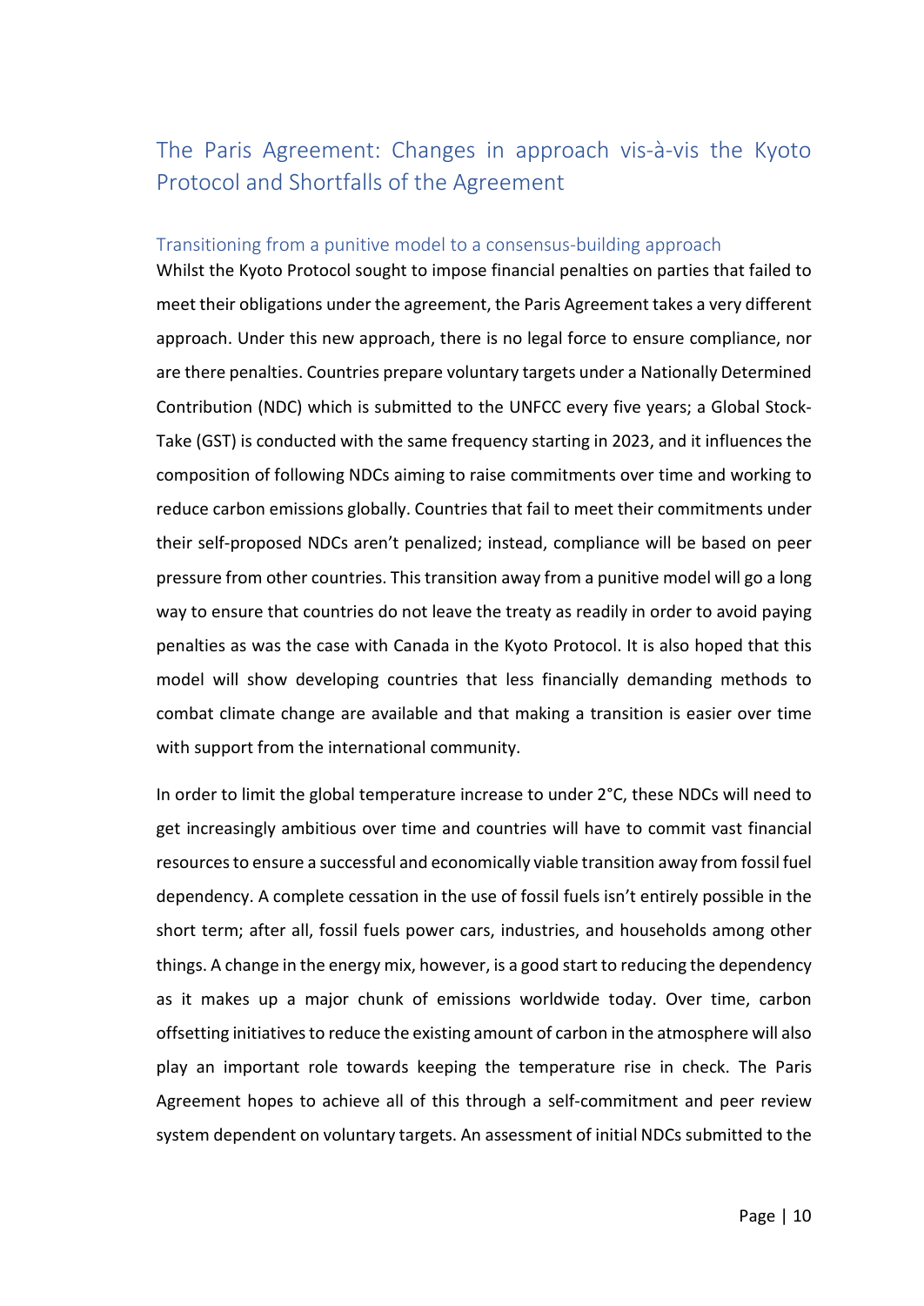## The Paris Agreement: Changes in approach vis-à-vis the Kyoto Protocol and Shortfalls of the Agreement

### Transitioning from a punitive model to a consensus-building approach

Whilst the Kyoto Protocol sought to impose financial penalties on parties that failed to meet their obligations under the agreement, the Paris Agreement takes a very different approach. Under this new approach, there is no legal force to ensure compliance, nor are there penalties. Countries prepare voluntary targets under a Nationally Determined Contribution (NDC) which is submitted to the UNFCC every five years; a Global Stock-Take (GST) is conducted with the same frequency starting in 2023, and it influences the composition of following NDCs aiming to raise commitments over time and working to reduce carbon emissions globally. Countries that fail to meet their commitments under their self-proposed NDCs aren't penalized; instead, compliance will be based on peer pressure from other countries. This transition away from a punitive model will go a long way to ensure that countries do not leave the treaty as readily in order to avoid paying penalties as was the case with Canada in the Kyoto Protocol. It is also hoped that this model will show developing countries that less financially demanding methods to combat climate change are available and that making a transition is easier over time with support from the international community.

In order to limit the global temperature increase to under 2°C, these NDCs will need to get increasingly ambitious over time and countries will have to commit vast financial resources to ensure a successful and economically viable transition away from fossil fuel dependency. A complete cessation in the use of fossil fuels isn't entirely possible in the short term; after all, fossil fuels power cars, industries, and households among other things. A change in the energy mix, however, is a good start to reducing the dependency as it makes up a major chunk of emissions worldwide today. Over time, carbon offsetting initiatives to reduce the existing amount of carbon in the atmosphere will also play an important role towards keeping the temperature rise in check. The Paris Agreement hopes to achieve all of this through a self-commitment and peer review system dependent on voluntary targets. An assessment of initial NDCs submitted to the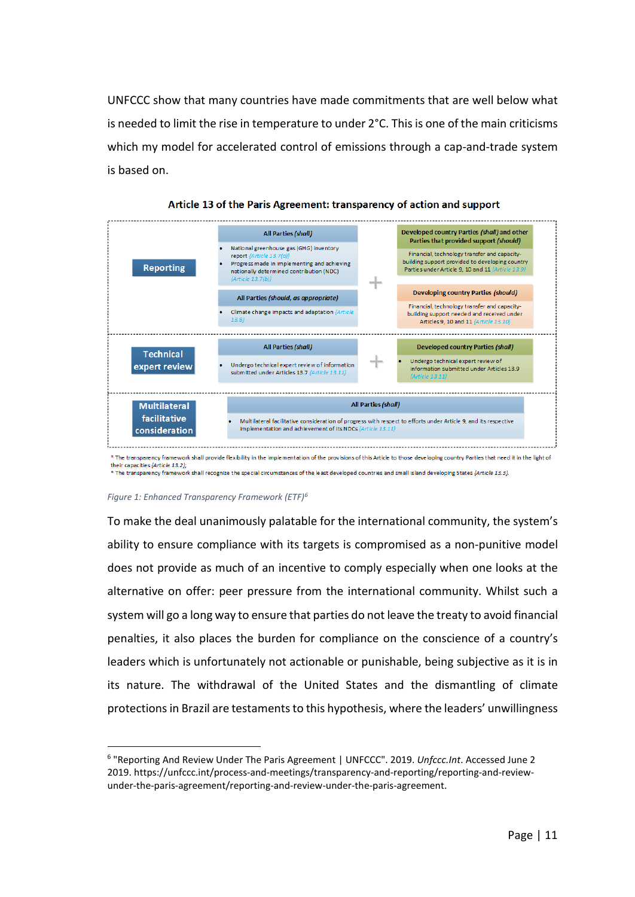UNFCCC show that many countries have made commitments that are well below what is needed to limit the rise in temperature to under 2°C. This is one of the main criticisms which my model for accelerated control of emissions through a cap-and-trade system is based on.

**Article 13 of the Paris Agreement: transparency of action and support**

| | | | |
|---|---|---|---|
| **Reporting** | **All Parties (*shall*)**<br>• National greenhouse gas (GHG) inventory report (Article 13.7(a))<br>• Progress made in implementing and achieving nationally determined contribution (NDC) (Article 13.7(b))<br><br>**All Parties (*should, as appropriate*)**<br>• Climate change impacts and adaptation (Article 13.8) | + | **Developed country Parties (*shall*) and other Parties that provided support (*should*)**<br>Financial, technology transfer and capacity-building support provided to developing country Parties under Article 9, 10 and 11 (Article 13.9)<br><br>**Developing country Parties (*should*)**<br>Financial, technology transfer and capacity-building support needed and received under Articles 9, 10 and 11 (Article 13.10) |
| **Technical expert review** | **All Parties (*shall*)**<br>• Undergo technical expert review of information submitted under Articles 13.7 (Article 13.11) | + | **Developed country Parties (*shall*)**<br>• Undergo technical expert review of information submitted under Articles 13.9 (Article 13.11) |
| **Multilateral facilitative consideration** | **All Parties (*shall*)**<br>• Multilateral facilitative consideration of progress with respect to efforts under Article 9, and its respective implementation and achievement of its NDCs (Article 13.11) | | |

* The transparency framework shall provide flexibility in the implementation of the provisions of this Article to those developing country Parties that need it in the light of their capacities (Article 13.2);
* The transparency framework shall recognize the special circumstances of the least developed countries and small island developing States (Article 13.3).

*Figure 1: Enhanced Transparency Framework (ETF)[6]*

To make the deal unanimously palatable for the international community, the system's ability to ensure compliance with its targets is compromised as a non-punitive model does not provide as much of an incentive to comply especially when one looks at the alternative on offer: peer pressure from the international community. Whilst such a system will go a long way to ensure that parties do not leave the treaty to avoid financial penalties, it also places the burden for compliance on the conscience of a country's leaders which is unfortunately not actionable or punishable, being subjective as it is in its nature. The withdrawal of the United States and the dismantling of climate protections in Brazil are testaments to this hypothesis, where the leaders' unwillingness

[6] "Reporting And Review Under The Paris Agreement | UNFCCC". 2019. *Unfccc.Int*. Accessed June 2 2019. https://unfccc.int/process-and-meetings/transparency-and-reporting/reporting-and-review-under-the-paris-agreement/reporting-and-review-under-the-paris-agreement.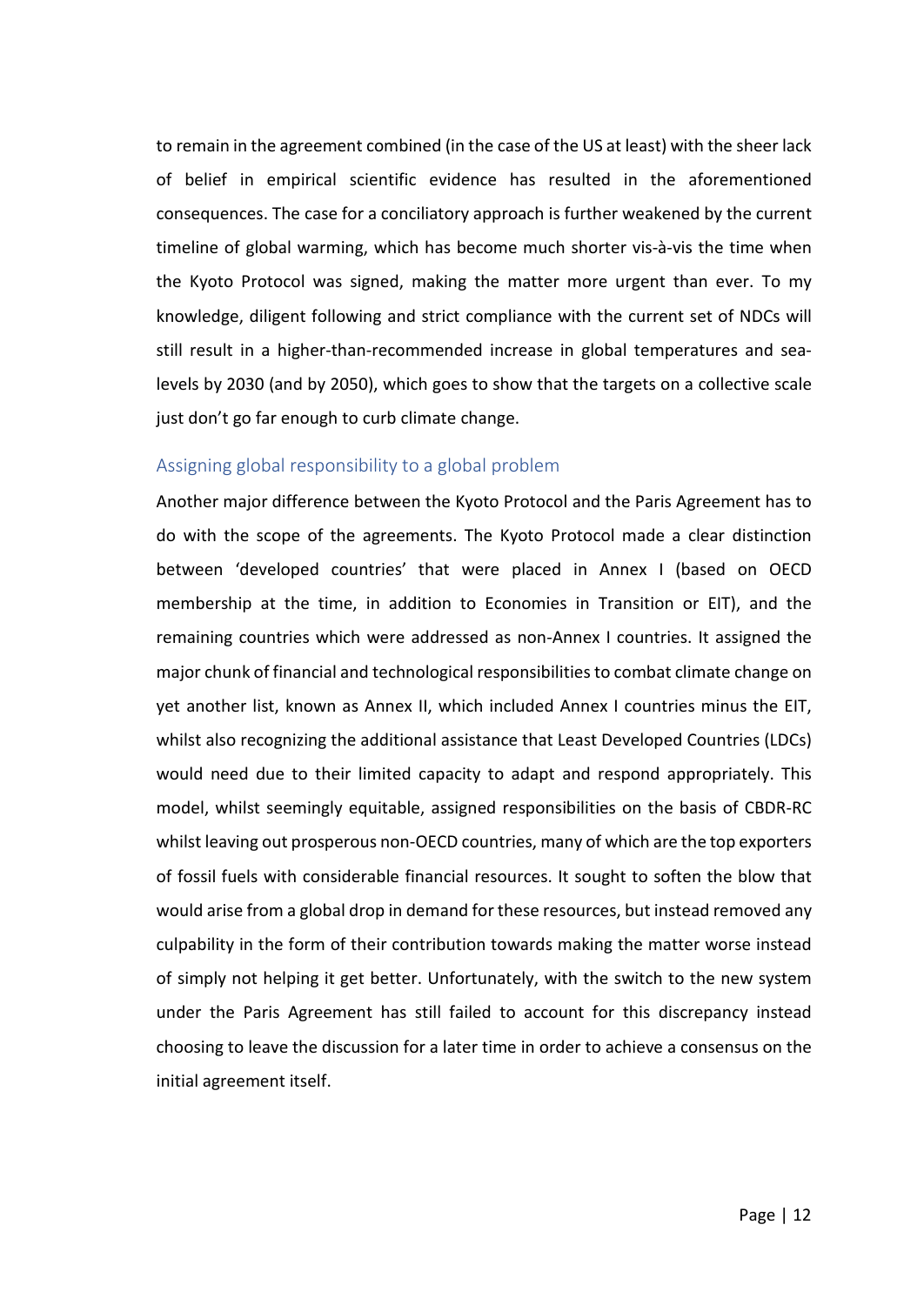to remain in the agreement combined (in the case of the US at least) with the sheer lack of belief in empirical scientific evidence has resulted in the aforementioned consequences. The case for a conciliatory approach is further weakened by the current timeline of global warming, which has become much shorter vis-à-vis the time when the Kyoto Protocol was signed, making the matter more urgent than ever. To my knowledge, diligent following and strict compliance with the current set of NDCs will still result in a higher-than-recommended increase in global temperatures and sea-levels by 2030 (and by 2050), which goes to show that the targets on a collective scale just don't go far enough to curb climate change.

### Assigning global responsibility to a global problem

Another major difference between the Kyoto Protocol and the Paris Agreement has to do with the scope of the agreements. The Kyoto Protocol made a clear distinction between 'developed countries' that were placed in Annex I (based on OECD membership at the time, in addition to Economies in Transition or EIT), and the remaining countries which were addressed as non-Annex I countries. It assigned the major chunk of financial and technological responsibilities to combat climate change on yet another list, known as Annex II, which included Annex I countries minus the EIT, whilst also recognizing the additional assistance that Least Developed Countries (LDCs) would need due to their limited capacity to adapt and respond appropriately. This model, whilst seemingly equitable, assigned responsibilities on the basis of CBDR-RC whilst leaving out prosperous non-OECD countries, many of which are the top exporters of fossil fuels with considerable financial resources. It sought to soften the blow that would arise from a global drop in demand for these resources, but instead removed any culpability in the form of their contribution towards making the matter worse instead of simply not helping it get better. Unfortunately, with the switch to the new system under the Paris Agreement has still failed to account for this discrepancy instead choosing to leave the discussion for a later time in order to achieve a consensus on the initial agreement itself.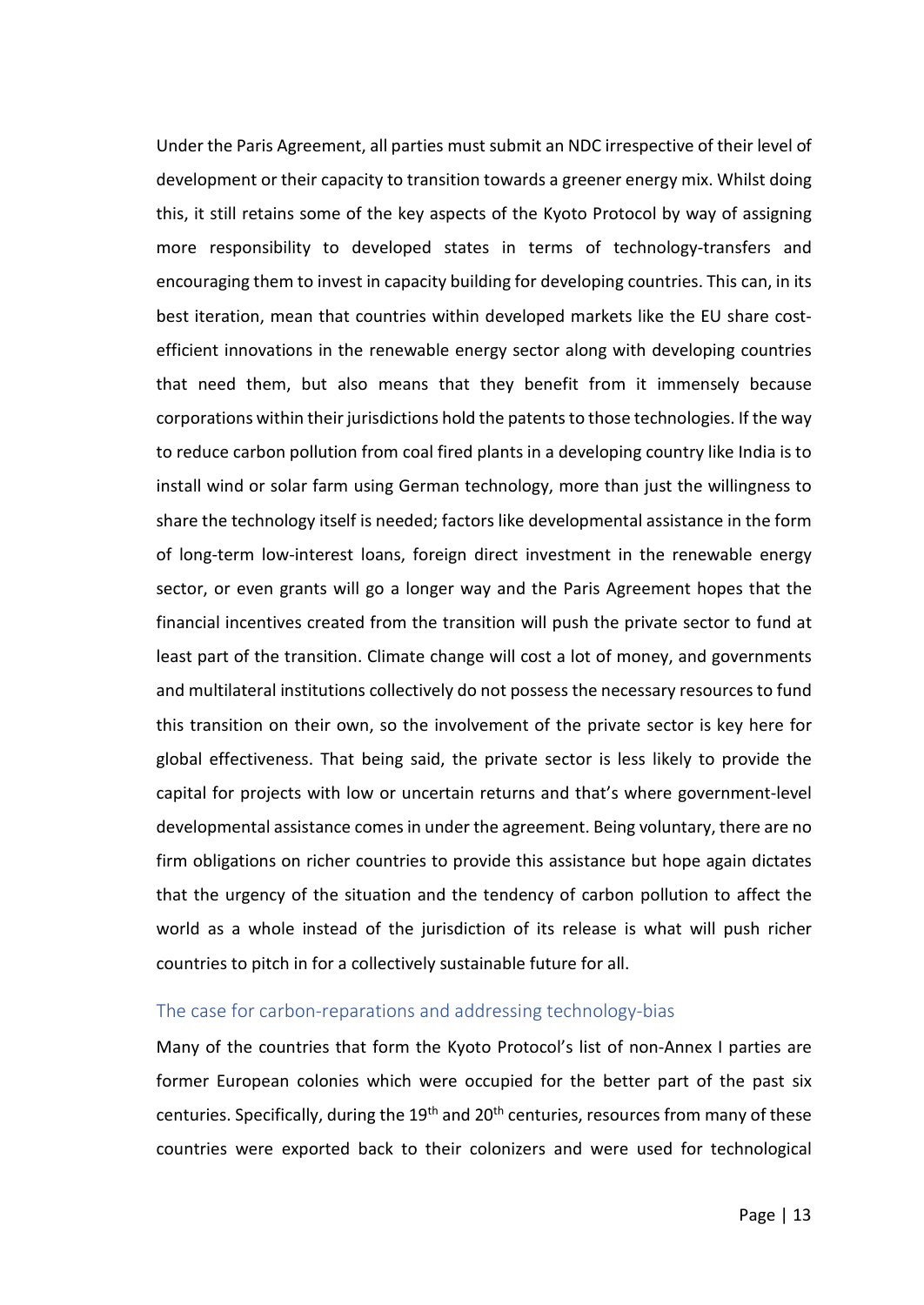Under the Paris Agreement, all parties must submit an NDC irrespective of their level of development or their capacity to transition towards a greener energy mix. Whilst doing this, it still retains some of the key aspects of the Kyoto Protocol by way of assigning more responsibility to developed states in terms of technology-transfers and encouraging them to invest in capacity building for developing countries. This can, in its best iteration, mean that countries within developed markets like the EU share cost-efficient innovations in the renewable energy sector along with developing countries that need them, but also means that they benefit from it immensely because corporations within their jurisdictions hold the patents to those technologies. If the way to reduce carbon pollution from coal fired plants in a developing country like India is to install wind or solar farm using German technology, more than just the willingness to share the technology itself is needed; factors like developmental assistance in the form of long-term low-interest loans, foreign direct investment in the renewable energy sector, or even grants will go a longer way and the Paris Agreement hopes that the financial incentives created from the transition will push the private sector to fund at least part of the transition. Climate change will cost a lot of money, and governments and multilateral institutions collectively do not possess the necessary resources to fund this transition on their own, so the involvement of the private sector is key here for global effectiveness. That being said, the private sector is less likely to provide the capital for projects with low or uncertain returns and that's where government-level developmental assistance comes in under the agreement. Being voluntary, there are no firm obligations on richer countries to provide this assistance but hope again dictates that the urgency of the situation and the tendency of carbon pollution to affect the world as a whole instead of the jurisdiction of its release is what will push richer countries to pitch in for a collectively sustainable future for all.

### The case for carbon-reparations and addressing technology-bias

Many of the countries that form the Kyoto Protocol's list of non-Annex I parties are former European colonies which were occupied for the better part of the past six centuries. Specifically, during the 19th and 20th centuries, resources from many of these countries were exported back to their colonizers and were used for technological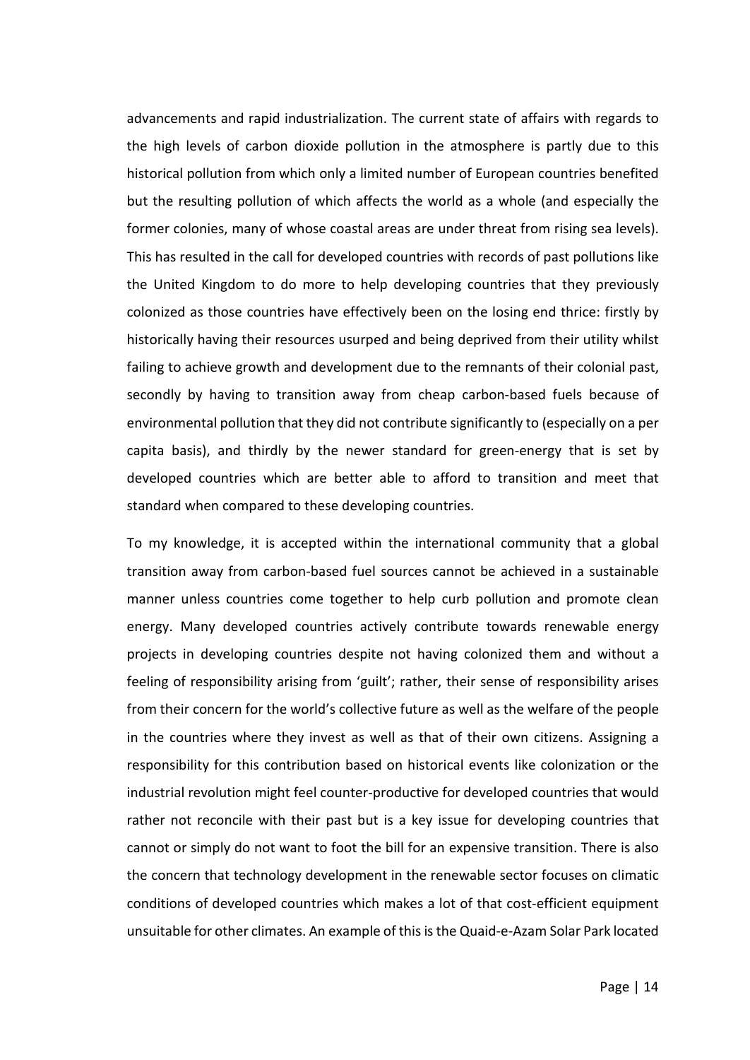advancements and rapid industrialization. The current state of affairs with regards to the high levels of carbon dioxide pollution in the atmosphere is partly due to this historical pollution from which only a limited number of European countries benefited but the resulting pollution of which affects the world as a whole (and especially the former colonies, many of whose coastal areas are under threat from rising sea levels). This has resulted in the call for developed countries with records of past pollutions like the United Kingdom to do more to help developing countries that they previously colonized as those countries have effectively been on the losing end thrice: firstly by historically having their resources usurped and being deprived from their utility whilst failing to achieve growth and development due to the remnants of their colonial past, secondly by having to transition away from cheap carbon-based fuels because of environmental pollution that they did not contribute significantly to (especially on a per capita basis), and thirdly by the newer standard for green-energy that is set by developed countries which are better able to afford to transition and meet that standard when compared to these developing countries.

To my knowledge, it is accepted within the international community that a global transition away from carbon-based fuel sources cannot be achieved in a sustainable manner unless countries come together to help curb pollution and promote clean energy. Many developed countries actively contribute towards renewable energy projects in developing countries despite not having colonized them and without a feeling of responsibility arising from 'guilt'; rather, their sense of responsibility arises from their concern for the world's collective future as well as the welfare of the people in the countries where they invest as well as that of their own citizens. Assigning a responsibility for this contribution based on historical events like colonization or the industrial revolution might feel counter-productive for developed countries that would rather not reconcile with their past but is a key issue for developing countries that cannot or simply do not want to foot the bill for an expensive transition. There is also the concern that technology development in the renewable sector focuses on climatic conditions of developed countries which makes a lot of that cost-efficient equipment unsuitable for other climates. An example of this is the Quaid-e-Azam Solar Park located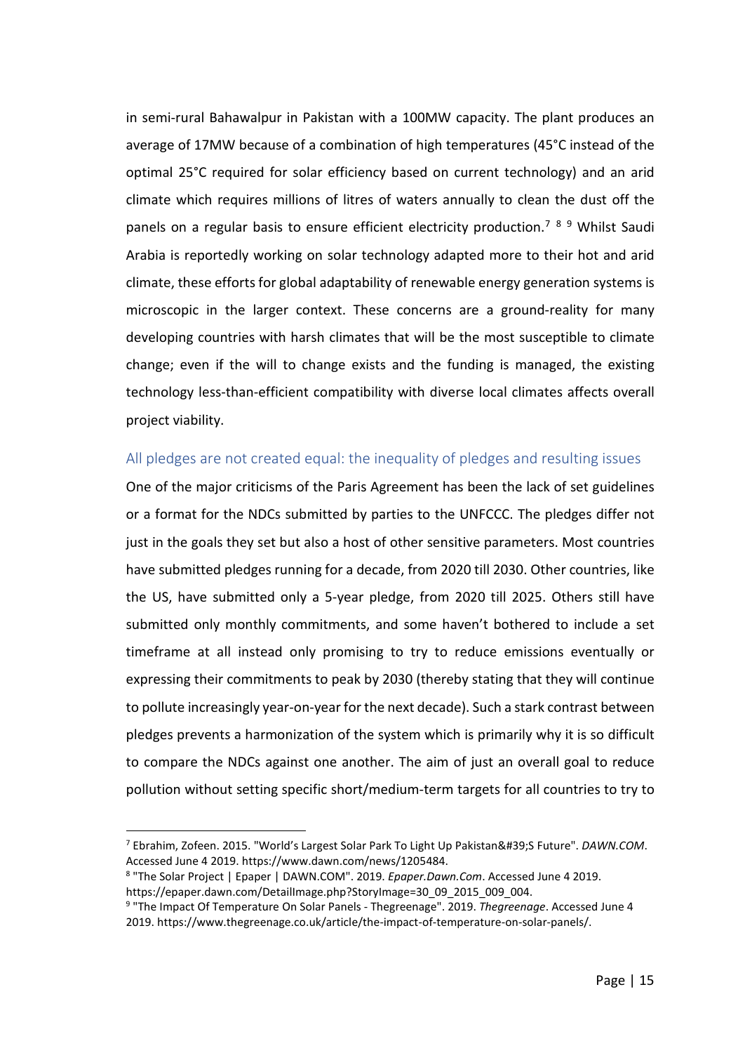in semi-rural Bahawalpur in Pakistan with a 100MW capacity. The plant produces an average of 17MW because of a combination of high temperatures (45°C instead of the optimal 25°C required for solar efficiency based on current technology) and an arid climate which requires millions of litres of waters annually to clean the dust off the panels on a regular basis to ensure efficient electricity production.[7] [8] [9] Whilst Saudi Arabia is reportedly working on solar technology adapted more to their hot and arid climate, these efforts for global adaptability of renewable energy generation systems is microscopic in the larger context. These concerns are a ground-reality for many developing countries with harsh climates that will be the most susceptible to climate change; even if the will to change exists and the funding is managed, the existing technology less-than-efficient compatibility with diverse local climates affects overall project viability.

## All pledges are not created equal: the inequality of pledges and resulting issues

One of the major criticisms of the Paris Agreement has been the lack of set guidelines or a format for the NDCs submitted by parties to the UNFCCC. The pledges differ not just in the goals they set but also a host of other sensitive parameters. Most countries have submitted pledges running for a decade, from 2020 till 2030. Other countries, like the US, have submitted only a 5-year pledge, from 2020 till 2025. Others still have submitted only monthly commitments, and some haven't bothered to include a set timeframe at all instead only promising to try to reduce emissions eventually or expressing their commitments to peak by 2030 (thereby stating that they will continue to pollute increasingly year-on-year for the next decade). Such a stark contrast between pledges prevents a harmonization of the system which is primarily why it is so difficult to compare the NDCs against one another. The aim of just an overall goal to reduce pollution without setting specific short/medium-term targets for all countries to try to

---

[7] Ebrahim, Zofeen. 2015. "World's Largest Solar Park To Light Up Pakistan&#39;S Future". *DAWN.COM*. Accessed June 4 2019. https://www.dawn.com/news/1205484.

[8] "The Solar Project | Epaper | DAWN.COM". 2019. *Epaper.Dawn.Com*. Accessed June 4 2019. https://epaper.dawn.com/DetailImage.php?StoryImage=30_09_2015_009_004.

[9] "The Impact Of Temperature On Solar Panels - Thegreenage". 2019. *Thegreenage*. Accessed June 4 2019. https://www.thegreenage.co.uk/article/the-impact-of-temperature-on-solar-panels/.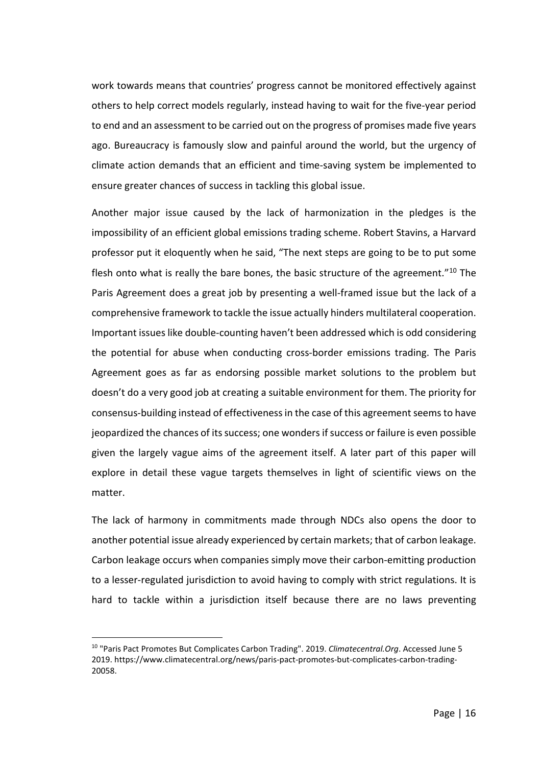work towards means that countries' progress cannot be monitored effectively against others to help correct models regularly, instead having to wait for the five-year period to end and an assessment to be carried out on the progress of promises made five years ago. Bureaucracy is famously slow and painful around the world, but the urgency of climate action demands that an efficient and time-saving system be implemented to ensure greater chances of success in tackling this global issue.

Another major issue caused by the lack of harmonization in the pledges is the impossibility of an efficient global emissions trading scheme. Robert Stavins, a Harvard professor put it eloquently when he said, "The next steps are going to be to put some flesh onto what is really the bare bones, the basic structure of the agreement."[10] The Paris Agreement does a great job by presenting a well-framed issue but the lack of a comprehensive framework to tackle the issue actually hinders multilateral cooperation. Important issues like double-counting haven't been addressed which is odd considering the potential for abuse when conducting cross-border emissions trading. The Paris Agreement goes as far as endorsing possible market solutions to the problem but doesn't do a very good job at creating a suitable environment for them. The priority for consensus-building instead of effectiveness in the case of this agreement seems to have jeopardized the chances of its success; one wonders if success or failure is even possible given the largely vague aims of the agreement itself. A later part of this paper will explore in detail these vague targets themselves in light of scientific views on the matter.

The lack of harmony in commitments made through NDCs also opens the door to another potential issue already experienced by certain markets; that of carbon leakage. Carbon leakage occurs when companies simply move their carbon-emitting production to a lesser-regulated jurisdiction to avoid having to comply with strict regulations. It is hard to tackle within a jurisdiction itself because there are no laws preventing

[10] "Paris Pact Promotes But Complicates Carbon Trading". 2019. *Climatecentral.Org*. Accessed June 5 2019. https://www.climatecentral.org/news/paris-pact-promotes-but-complicates-carbon-trading-20058.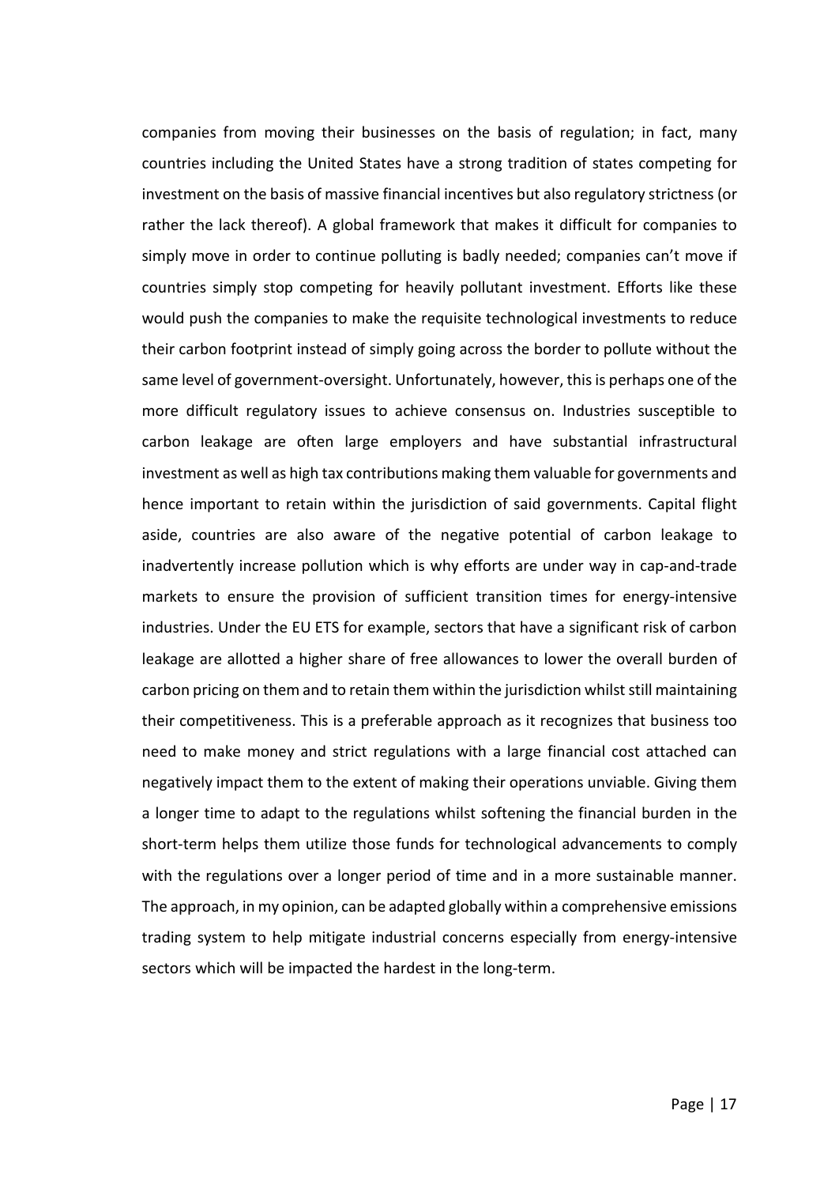companies from moving their businesses on the basis of regulation; in fact, many countries including the United States have a strong tradition of states competing for investment on the basis of massive financial incentives but also regulatory strictness (or rather the lack thereof). A global framework that makes it difficult for companies to simply move in order to continue polluting is badly needed; companies can't move if countries simply stop competing for heavily pollutant investment. Efforts like these would push the companies to make the requisite technological investments to reduce their carbon footprint instead of simply going across the border to pollute without the same level of government-oversight. Unfortunately, however, this is perhaps one of the more difficult regulatory issues to achieve consensus on. Industries susceptible to carbon leakage are often large employers and have substantial infrastructural investment as well as high tax contributions making them valuable for governments and hence important to retain within the jurisdiction of said governments. Capital flight aside, countries are also aware of the negative potential of carbon leakage to inadvertently increase pollution which is why efforts are under way in cap-and-trade markets to ensure the provision of sufficient transition times for energy-intensive industries. Under the EU ETS for example, sectors that have a significant risk of carbon leakage are allotted a higher share of free allowances to lower the overall burden of carbon pricing on them and to retain them within the jurisdiction whilst still maintaining their competitiveness. This is a preferable approach as it recognizes that business too need to make money and strict regulations with a large financial cost attached can negatively impact them to the extent of making their operations unviable. Giving them a longer time to adapt to the regulations whilst softening the financial burden in the short-term helps them utilize those funds for technological advancements to comply with the regulations over a longer period of time and in a more sustainable manner. The approach, in my opinion, can be adapted globally within a comprehensive emissions trading system to help mitigate industrial concerns especially from energy-intensive sectors which will be impacted the hardest in the long-term.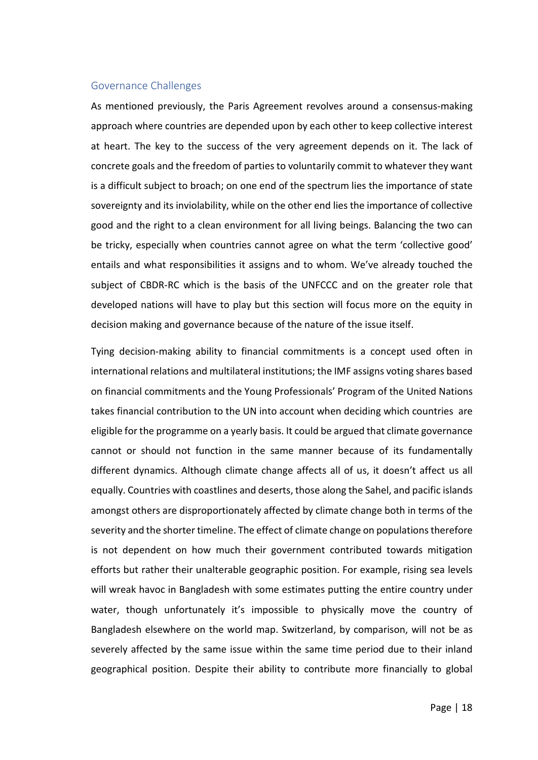## Governance Challenges

As mentioned previously, the Paris Agreement revolves around a consensus-making approach where countries are depended upon by each other to keep collective interest at heart. The key to the success of the very agreement depends on it. The lack of concrete goals and the freedom of parties to voluntarily commit to whatever they want is a difficult subject to broach; on one end of the spectrum lies the importance of state sovereignty and its inviolability, while on the other end lies the importance of collective good and the right to a clean environment for all living beings. Balancing the two can be tricky, especially when countries cannot agree on what the term 'collective good' entails and what responsibilities it assigns and to whom. We've already touched the subject of CBDR-RC which is the basis of the UNFCCC and on the greater role that developed nations will have to play but this section will focus more on the equity in decision making and governance because of the nature of the issue itself.

Tying decision-making ability to financial commitments is a concept used often in international relations and multilateral institutions; the IMF assigns voting shares based on financial commitments and the Young Professionals' Program of the United Nations takes financial contribution to the UN into account when deciding which countries are eligible for the programme on a yearly basis. It could be argued that climate governance cannot or should not function in the same manner because of its fundamentally different dynamics. Although climate change affects all of us, it doesn't affect us all equally. Countries with coastlines and deserts, those along the Sahel, and pacific islands amongst others are disproportionately affected by climate change both in terms of the severity and the shorter timeline. The effect of climate change on populations therefore is not dependent on how much their government contributed towards mitigation efforts but rather their unalterable geographic position. For example, rising sea levels will wreak havoc in Bangladesh with some estimates putting the entire country under water, though unfortunately it's impossible to physically move the country of Bangladesh elsewhere on the world map. Switzerland, by comparison, will not be as severely affected by the same issue within the same time period due to their inland geographical position. Despite their ability to contribute more financially to global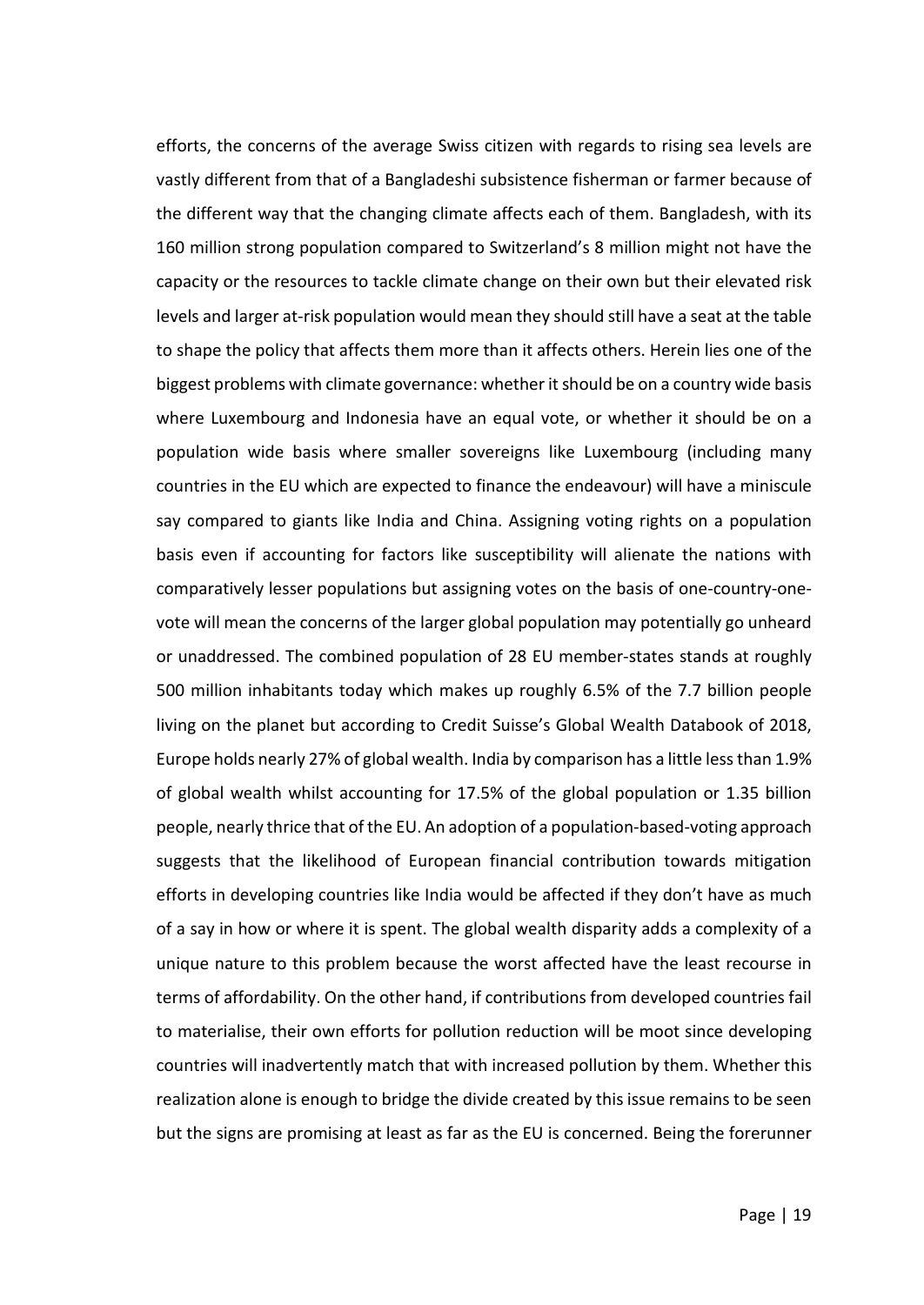efforts, the concerns of the average Swiss citizen with regards to rising sea levels are vastly different from that of a Bangladeshi subsistence fisherman or farmer because of the different way that the changing climate affects each of them. Bangladesh, with its 160 million strong population compared to Switzerland's 8 million might not have the capacity or the resources to tackle climate change on their own but their elevated risk levels and larger at-risk population would mean they should still have a seat at the table to shape the policy that affects them more than it affects others. Herein lies one of the biggest problems with climate governance: whether it should be on a country wide basis where Luxembourg and Indonesia have an equal vote, or whether it should be on a population wide basis where smaller sovereigns like Luxembourg (including many countries in the EU which are expected to finance the endeavour) will have a miniscule say compared to giants like India and China. Assigning voting rights on a population basis even if accounting for factors like susceptibility will alienate the nations with comparatively lesser populations but assigning votes on the basis of one-country-one-vote will mean the concerns of the larger global population may potentially go unheard or unaddressed. The combined population of 28 EU member-states stands at roughly 500 million inhabitants today which makes up roughly 6.5% of the 7.7 billion people living on the planet but according to Credit Suisse's Global Wealth Databook of 2018, Europe holds nearly 27% of global wealth. India by comparison has a little less than 1.9% of global wealth whilst accounting for 17.5% of the global population or 1.35 billion people, nearly thrice that of the EU. An adoption of a population-based-voting approach suggests that the likelihood of European financial contribution towards mitigation efforts in developing countries like India would be affected if they don't have as much of a say in how or where it is spent. The global wealth disparity adds a complexity of a unique nature to this problem because the worst affected have the least recourse in terms of affordability. On the other hand, if contributions from developed countries fail to materialise, their own efforts for pollution reduction will be moot since developing countries will inadvertently match that with increased pollution by them. Whether this realization alone is enough to bridge the divide created by this issue remains to be seen but the signs are promising at least as far as the EU is concerned. Being the forerunner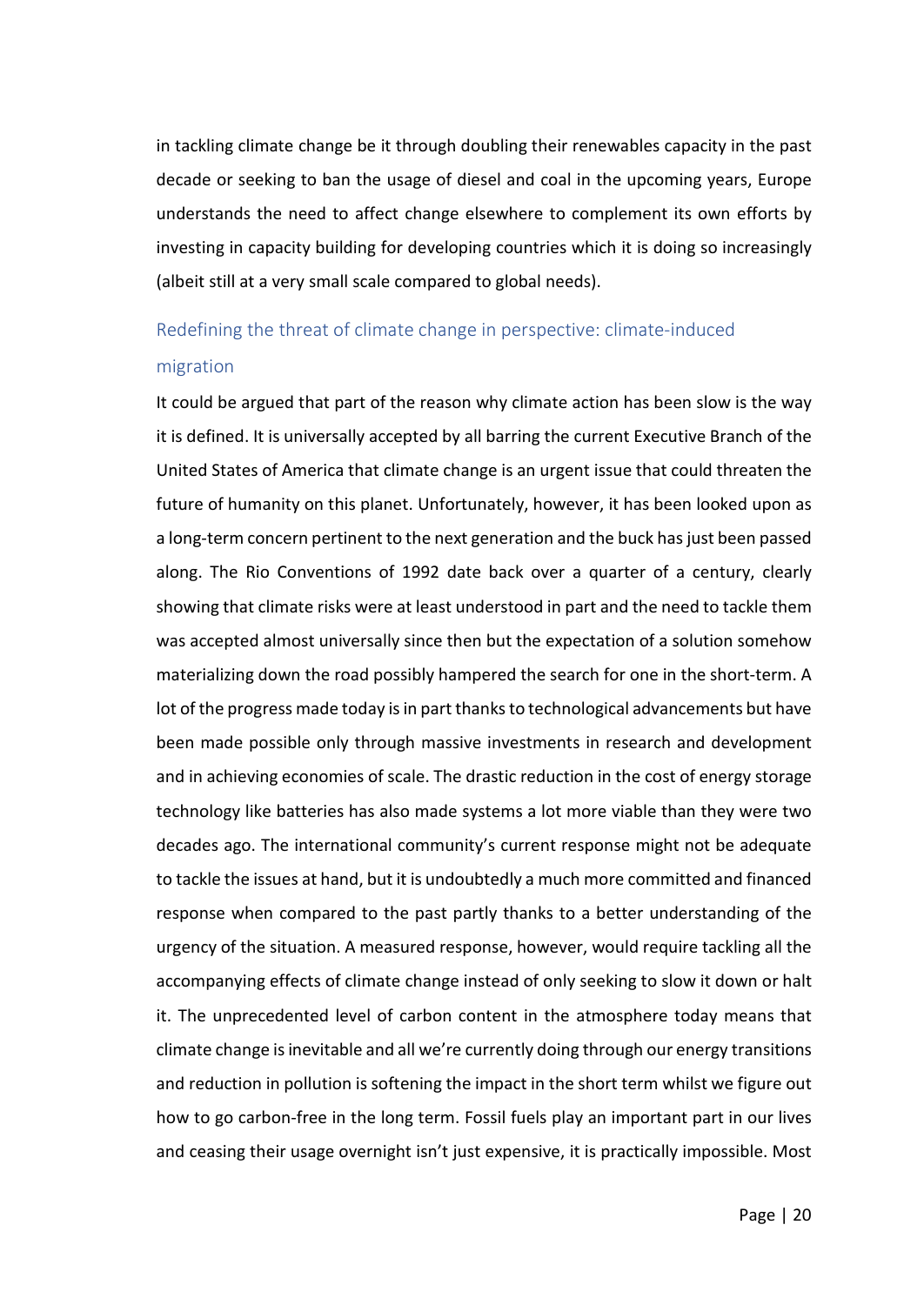in tackling climate change be it through doubling their renewables capacity in the past decade or seeking to ban the usage of diesel and coal in the upcoming years, Europe understands the need to affect change elsewhere to complement its own efforts by investing in capacity building for developing countries which it is doing so increasingly (albeit still at a very small scale compared to global needs).

## Redefining the threat of climate change in perspective: climate-induced migration

It could be argued that part of the reason why climate action has been slow is the way it is defined. It is universally accepted by all barring the current Executive Branch of the United States of America that climate change is an urgent issue that could threaten the future of humanity on this planet. Unfortunately, however, it has been looked upon as a long-term concern pertinent to the next generation and the buck has just been passed along. The Rio Conventions of 1992 date back over a quarter of a century, clearly showing that climate risks were at least understood in part and the need to tackle them was accepted almost universally since then but the expectation of a solution somehow materializing down the road possibly hampered the search for one in the short-term. A lot of the progress made today is in part thanks to technological advancements but have been made possible only through massive investments in research and development and in achieving economies of scale. The drastic reduction in the cost of energy storage technology like batteries has also made systems a lot more viable than they were two decades ago. The international community's current response might not be adequate to tackle the issues at hand, but it is undoubtedly a much more committed and financed response when compared to the past partly thanks to a better understanding of the urgency of the situation. A measured response, however, would require tackling all the accompanying effects of climate change instead of only seeking to slow it down or halt it. The unprecedented level of carbon content in the atmosphere today means that climate change is inevitable and all we're currently doing through our energy transitions and reduction in pollution is softening the impact in the short term whilst we figure out how to go carbon-free in the long term. Fossil fuels play an important part in our lives and ceasing their usage overnight isn't just expensive, it is practically impossible. Most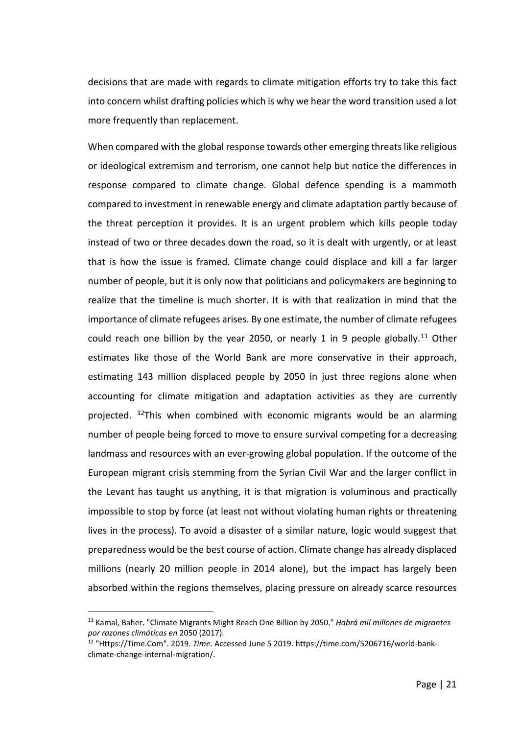decisions that are made with regards to climate mitigation efforts try to take this fact into concern whilst drafting policies which is why we hear the word transition used a lot more frequently than replacement.

When compared with the global response towards other emerging threats like religious or ideological extremism and terrorism, one cannot help but notice the differences in response compared to climate change. Global defence spending is a mammoth compared to investment in renewable energy and climate adaptation partly because of the threat perception it provides. It is an urgent problem which kills people today instead of two or three decades down the road, so it is dealt with urgently, or at least that is how the issue is framed. Climate change could displace and kill a far larger number of people, but it is only now that politicians and policymakers are beginning to realize that the timeline is much shorter. It is with that realization in mind that the importance of climate refugees arises. By one estimate, the number of climate refugees could reach one billion by the year 2050, or nearly 1 in 9 people globally.[11] Other estimates like those of the World Bank are more conservative in their approach, estimating 143 million displaced people by 2050 in just three regions alone when accounting for climate mitigation and adaptation activities as they are currently projected. [12]This when combined with economic migrants would be an alarming number of people being forced to move to ensure survival competing for a decreasing landmass and resources with an ever-growing global population. If the outcome of the European migrant crisis stemming from the Syrian Civil War and the larger conflict in the Levant has taught us anything, it is that migration is voluminous and practically impossible to stop by force (at least not without violating human rights or threatening lives in the process). To avoid a disaster of a similar nature, logic would suggest that preparedness would be the best course of action. Climate change has already displaced millions (nearly 20 million people in 2014 alone), but the impact has largely been absorbed within the regions themselves, placing pressure on already scarce resources

---

[11] Kamal, Baher. "Climate Migrants Might Reach One Billion by 2050." *Habrá mil millones de migrantes por razones climáticas en* 2050 (2017).

[12] "Https://Time.Com". 2019. *Time*. Accessed June 5 2019. https://time.com/5206716/world-bank-climate-change-internal-migration/.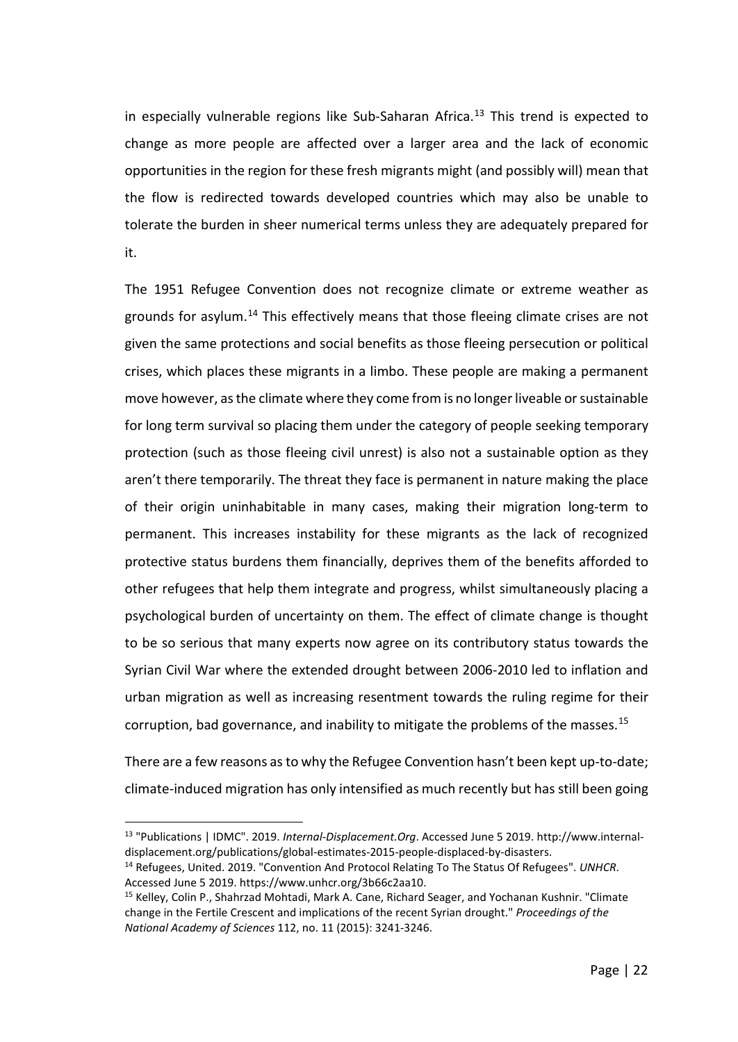in especially vulnerable regions like Sub-Saharan Africa.[13] This trend is expected to change as more people are affected over a larger area and the lack of economic opportunities in the region for these fresh migrants might (and possibly will) mean that the flow is redirected towards developed countries which may also be unable to tolerate the burden in sheer numerical terms unless they are adequately prepared for it.

The 1951 Refugee Convention does not recognize climate or extreme weather as grounds for asylum.[14] This effectively means that those fleeing climate crises are not given the same protections and social benefits as those fleeing persecution or political crises, which places these migrants in a limbo. These people are making a permanent move however, as the climate where they come from is no longer liveable or sustainable for long term survival so placing them under the category of people seeking temporary protection (such as those fleeing civil unrest) is also not a sustainable option as they aren't there temporarily. The threat they face is permanent in nature making the place of their origin uninhabitable in many cases, making their migration long-term to permanent. This increases instability for these migrants as the lack of recognized protective status burdens them financially, deprives them of the benefits afforded to other refugees that help them integrate and progress, whilst simultaneously placing a psychological burden of uncertainty on them. The effect of climate change is thought to be so serious that many experts now agree on its contributory status towards the Syrian Civil War where the extended drought between 2006-2010 led to inflation and urban migration as well as increasing resentment towards the ruling regime for their corruption, bad governance, and inability to mitigate the problems of the masses.[15]

There are a few reasons as to why the Refugee Convention hasn't been kept up-to-date; climate-induced migration has only intensified as much recently but has still been going

---

[13] "Publications | IDMC". 2019. *Internal-Displacement.Org*. Accessed June 5 2019. http://www.internal-displacement.org/publications/global-estimates-2015-people-displaced-by-disasters.

[14] Refugees, United. 2019. "Convention And Protocol Relating To The Status Of Refugees". *UNHCR*. Accessed June 5 2019. https://www.unhcr.org/3b66c2aa10.

[15] Kelley, Colin P., Shahrzad Mohtadi, Mark A. Cane, Richard Seager, and Yochanan Kushnir. "Climate change in the Fertile Crescent and implications of the recent Syrian drought." *Proceedings of the National Academy of Sciences* 112, no. 11 (2015): 3241-3246.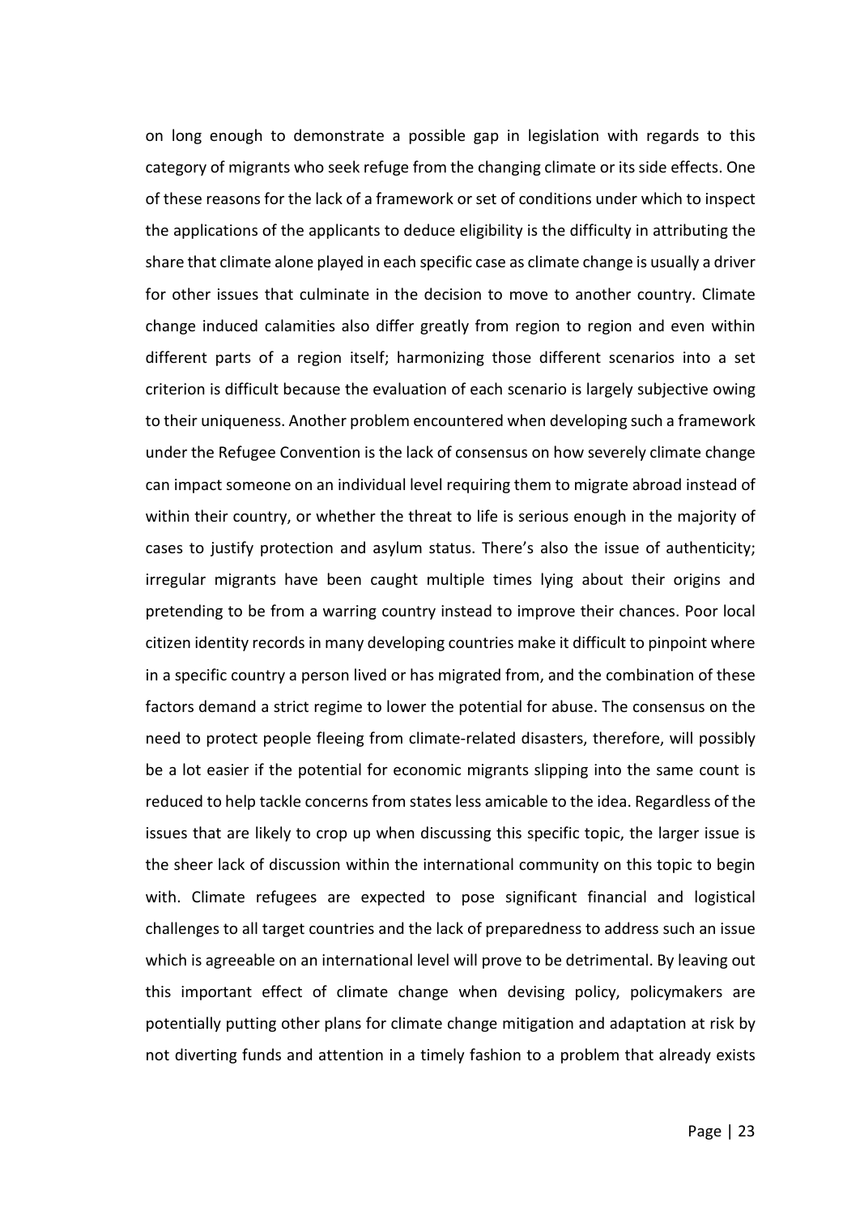on long enough to demonstrate a possible gap in legislation with regards to this category of migrants who seek refuge from the changing climate or its side effects. One of these reasons for the lack of a framework or set of conditions under which to inspect the applications of the applicants to deduce eligibility is the difficulty in attributing the share that climate alone played in each specific case as climate change is usually a driver for other issues that culminate in the decision to move to another country. Climate change induced calamities also differ greatly from region to region and even within different parts of a region itself; harmonizing those different scenarios into a set criterion is difficult because the evaluation of each scenario is largely subjective owing to their uniqueness. Another problem encountered when developing such a framework under the Refugee Convention is the lack of consensus on how severely climate change can impact someone on an individual level requiring them to migrate abroad instead of within their country, or whether the threat to life is serious enough in the majority of cases to justify protection and asylum status. There's also the issue of authenticity; irregular migrants have been caught multiple times lying about their origins and pretending to be from a warring country instead to improve their chances. Poor local citizen identity records in many developing countries make it difficult to pinpoint where in a specific country a person lived or has migrated from, and the combination of these factors demand a strict regime to lower the potential for abuse. The consensus on the need to protect people fleeing from climate-related disasters, therefore, will possibly be a lot easier if the potential for economic migrants slipping into the same count is reduced to help tackle concerns from states less amicable to the idea. Regardless of the issues that are likely to crop up when discussing this specific topic, the larger issue is the sheer lack of discussion within the international community on this topic to begin with. Climate refugees are expected to pose significant financial and logistical challenges to all target countries and the lack of preparedness to address such an issue which is agreeable on an international level will prove to be detrimental. By leaving out this important effect of climate change when devising policy, policymakers are potentially putting other plans for climate change mitigation and adaptation at risk by not diverting funds and attention in a timely fashion to a problem that already exists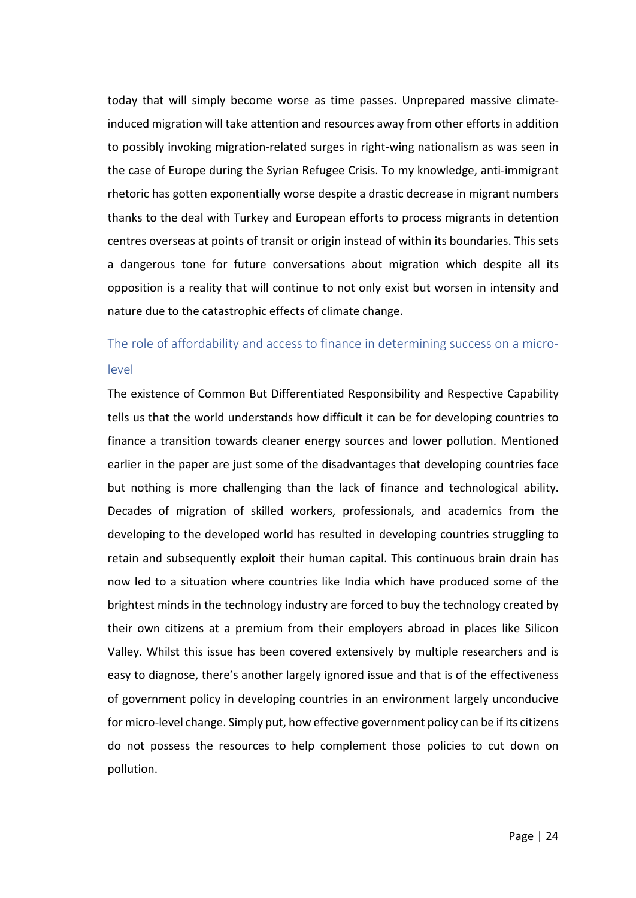today that will simply become worse as time passes. Unprepared massive climate-induced migration will take attention and resources away from other efforts in addition to possibly invoking migration-related surges in right-wing nationalism as was seen in the case of Europe during the Syrian Refugee Crisis. To my knowledge, anti-immigrant rhetoric has gotten exponentially worse despite a drastic decrease in migrant numbers thanks to the deal with Turkey and European efforts to process migrants in detention centres overseas at points of transit or origin instead of within its boundaries. This sets a dangerous tone for future conversations about migration which despite all its opposition is a reality that will continue to not only exist but worsen in intensity and nature due to the catastrophic effects of climate change.

## The role of affordability and access to finance in determining success on a micro-level

The existence of Common But Differentiated Responsibility and Respective Capability tells us that the world understands how difficult it can be for developing countries to finance a transition towards cleaner energy sources and lower pollution. Mentioned earlier in the paper are just some of the disadvantages that developing countries face but nothing is more challenging than the lack of finance and technological ability. Decades of migration of skilled workers, professionals, and academics from the developing to the developed world has resulted in developing countries struggling to retain and subsequently exploit their human capital. This continuous brain drain has now led to a situation where countries like India which have produced some of the brightest minds in the technology industry are forced to buy the technology created by their own citizens at a premium from their employers abroad in places like Silicon Valley. Whilst this issue has been covered extensively by multiple researchers and is easy to diagnose, there's another largely ignored issue and that is of the effectiveness of government policy in developing countries in an environment largely unconducive for micro-level change. Simply put, how effective government policy can be if its citizens do not possess the resources to help complement those policies to cut down on pollution.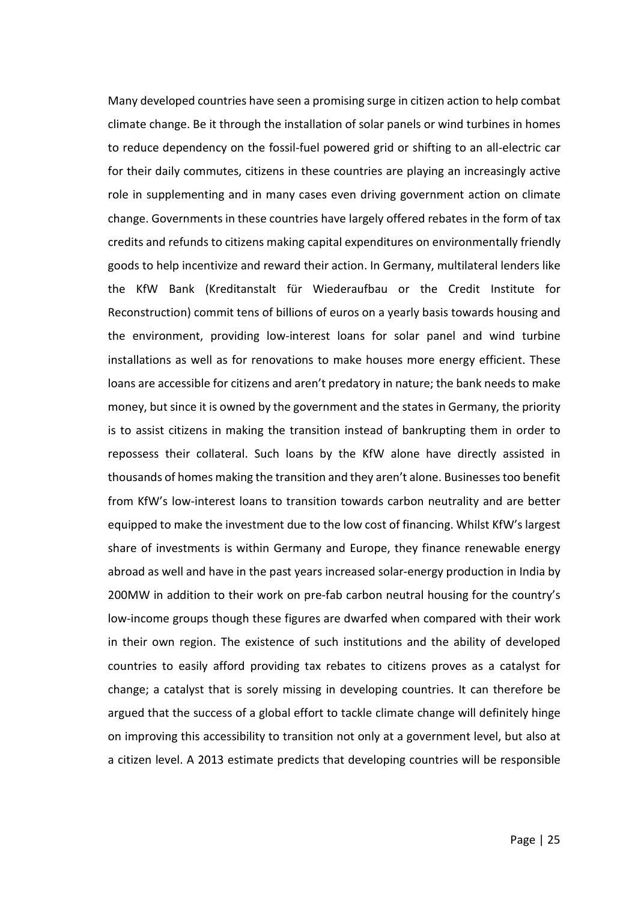Many developed countries have seen a promising surge in citizen action to help combat climate change. Be it through the installation of solar panels or wind turbines in homes to reduce dependency on the fossil-fuel powered grid or shifting to an all-electric car for their daily commutes, citizens in these countries are playing an increasingly active role in supplementing and in many cases even driving government action on climate change. Governments in these countries have largely offered rebates in the form of tax credits and refunds to citizens making capital expenditures on environmentally friendly goods to help incentivize and reward their action. In Germany, multilateral lenders like the KfW Bank (Kreditanstalt für Wiederaufbau or the Credit Institute for Reconstruction) commit tens of billions of euros on a yearly basis towards housing and the environment, providing low-interest loans for solar panel and wind turbine installations as well as for renovations to make houses more energy efficient. These loans are accessible for citizens and aren't predatory in nature; the bank needs to make money, but since it is owned by the government and the states in Germany, the priority is to assist citizens in making the transition instead of bankrupting them in order to repossess their collateral. Such loans by the KfW alone have directly assisted in thousands of homes making the transition and they aren't alone. Businesses too benefit from KfW's low-interest loans to transition towards carbon neutrality and are better equipped to make the investment due to the low cost of financing. Whilst KfW's largest share of investments is within Germany and Europe, they finance renewable energy abroad as well and have in the past years increased solar-energy production in India by 200MW in addition to their work on pre-fab carbon neutral housing for the country's low-income groups though these figures are dwarfed when compared with their work in their own region. The existence of such institutions and the ability of developed countries to easily afford providing tax rebates to citizens proves as a catalyst for change; a catalyst that is sorely missing in developing countries. It can therefore be argued that the success of a global effort to tackle climate change will definitely hinge on improving this accessibility to transition not only at a government level, but also at a citizen level. A 2013 estimate predicts that developing countries will be responsible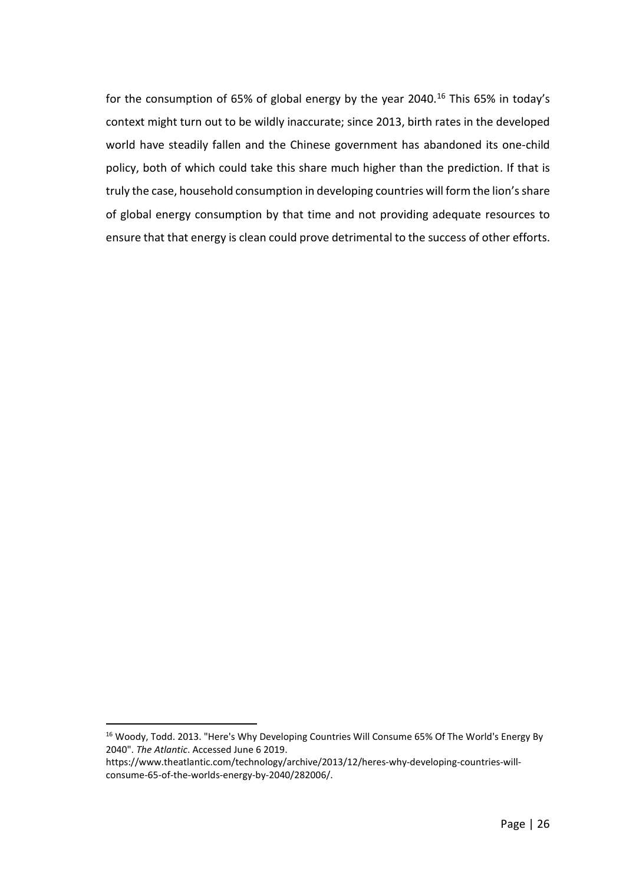for the consumption of 65% of global energy by the year 2040.[16] This 65% in today's context might turn out to be wildly inaccurate; since 2013, birth rates in the developed world have steadily fallen and the Chinese government has abandoned its one-child policy, both of which could take this share much higher than the prediction. If that is truly the case, household consumption in developing countries will form the lion's share of global energy consumption by that time and not providing adequate resources to ensure that that energy is clean could prove detrimental to the success of other efforts.

---

[16] Woody, Todd. 2013. "Here's Why Developing Countries Will Consume 65% Of The World's Energy By 2040". *The Atlantic*. Accessed June 6 2019. https://www.theatlantic.com/technology/archive/2013/12/heres-why-developing-countries-will-consume-65-of-the-worlds-energy-by-2040/282006/.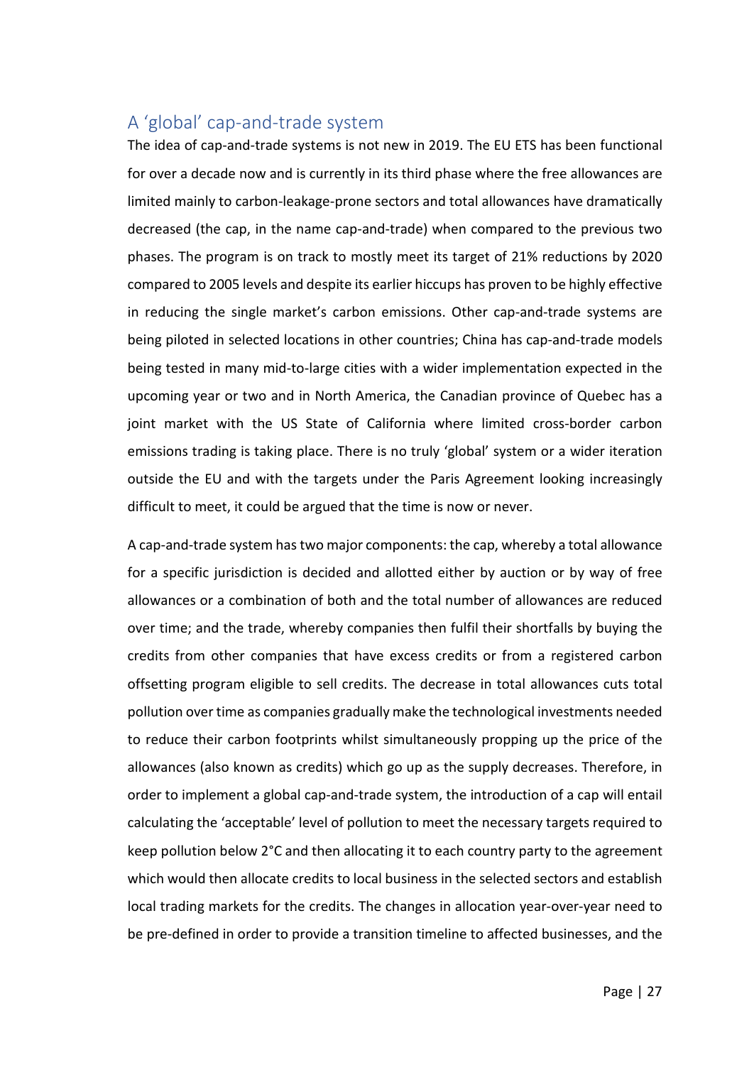## A 'global' cap-and-trade system

The idea of cap-and-trade systems is not new in 2019. The EU ETS has been functional for over a decade now and is currently in its third phase where the free allowances are limited mainly to carbon-leakage-prone sectors and total allowances have dramatically decreased (the cap, in the name cap-and-trade) when compared to the previous two phases. The program is on track to mostly meet its target of 21% reductions by 2020 compared to 2005 levels and despite its earlier hiccups has proven to be highly effective in reducing the single market's carbon emissions. Other cap-and-trade systems are being piloted in selected locations in other countries; China has cap-and-trade models being tested in many mid-to-large cities with a wider implementation expected in the upcoming year or two and in North America, the Canadian province of Quebec has a joint market with the US State of California where limited cross-border carbon emissions trading is taking place. There is no truly 'global' system or a wider iteration outside the EU and with the targets under the Paris Agreement looking increasingly difficult to meet, it could be argued that the time is now or never.

A cap-and-trade system has two major components: the cap, whereby a total allowance for a specific jurisdiction is decided and allotted either by auction or by way of free allowances or a combination of both and the total number of allowances are reduced over time; and the trade, whereby companies then fulfil their shortfalls by buying the credits from other companies that have excess credits or from a registered carbon offsetting program eligible to sell credits. The decrease in total allowances cuts total pollution over time as companies gradually make the technological investments needed to reduce their carbon footprints whilst simultaneously propping up the price of the allowances (also known as credits) which go up as the supply decreases. Therefore, in order to implement a global cap-and-trade system, the introduction of a cap will entail calculating the 'acceptable' level of pollution to meet the necessary targets required to keep pollution below 2°C and then allocating it to each country party to the agreement which would then allocate credits to local business in the selected sectors and establish local trading markets for the credits. The changes in allocation year-over-year need to be pre-defined in order to provide a transition timeline to affected businesses, and the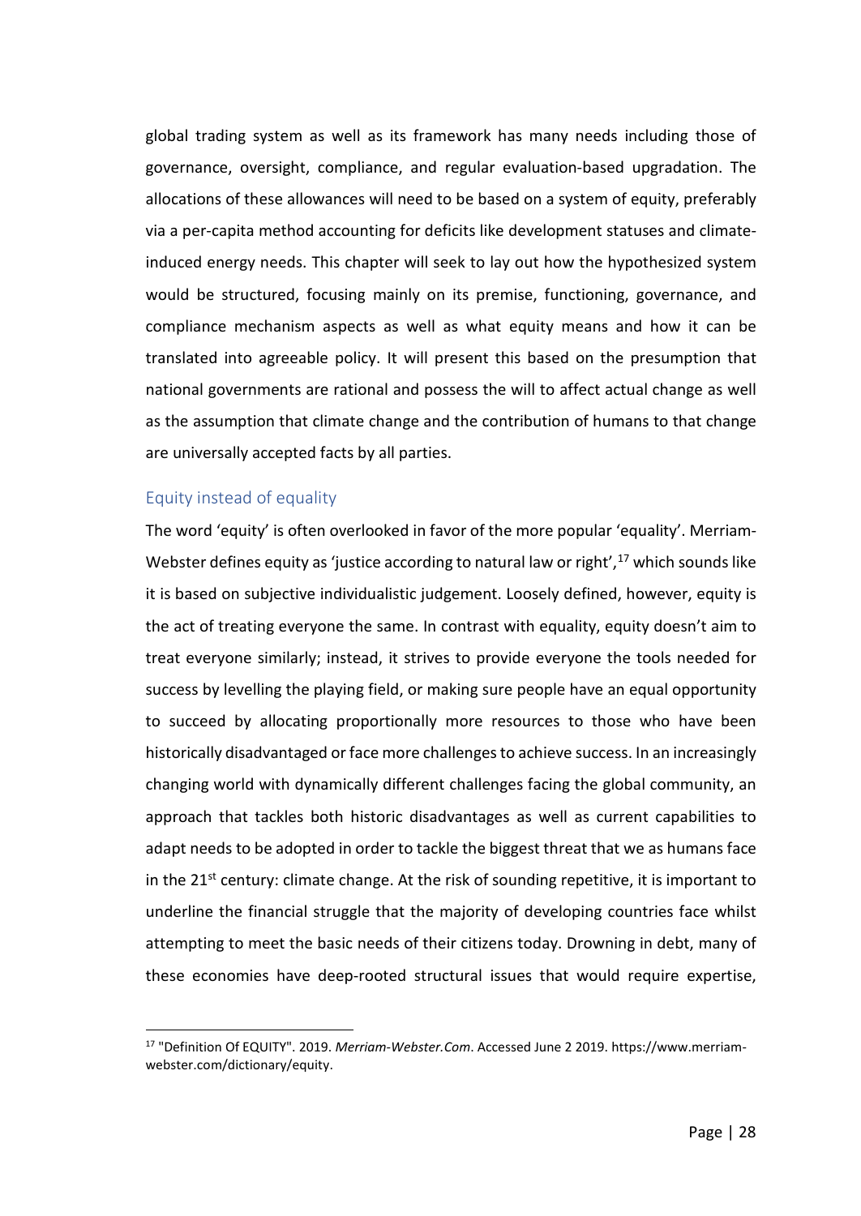global trading system as well as its framework has many needs including those of governance, oversight, compliance, and regular evaluation-based upgradation. The allocations of these allowances will need to be based on a system of equity, preferably via a per-capita method accounting for deficits like development statuses and climate-induced energy needs. This chapter will seek to lay out how the hypothesized system would be structured, focusing mainly on its premise, functioning, governance, and compliance mechanism aspects as well as what equity means and how it can be translated into agreeable policy. It will present this based on the presumption that national governments are rational and possess the will to affect actual change as well as the assumption that climate change and the contribution of humans to that change are universally accepted facts by all parties.

## Equity instead of equality

The word 'equity' is often overlooked in favor of the more popular 'equality'. Merriam-Webster defines equity as 'justice according to natural law or right',[17] which sounds like it is based on subjective individualistic judgement. Loosely defined, however, equity is the act of treating everyone the same. In contrast with equality, equity doesn't aim to treat everyone similarly; instead, it strives to provide everyone the tools needed for success by levelling the playing field, or making sure people have an equal opportunity to succeed by allocating proportionally more resources to those who have been historically disadvantaged or face more challenges to achieve success. In an increasingly changing world with dynamically different challenges facing the global community, an approach that tackles both historic disadvantages as well as current capabilities to adapt needs to be adopted in order to tackle the biggest threat that we as humans face in the 21st century: climate change. At the risk of sounding repetitive, it is important to underline the financial struggle that the majority of developing countries face whilst attempting to meet the basic needs of their citizens today. Drowning in debt, many of these economies have deep-rooted structural issues that would require expertise,

[17] "Definition Of EQUITY". 2019. *Merriam-Webster.Com*. Accessed June 2 2019. https://www.merriam-webster.com/dictionary/equity.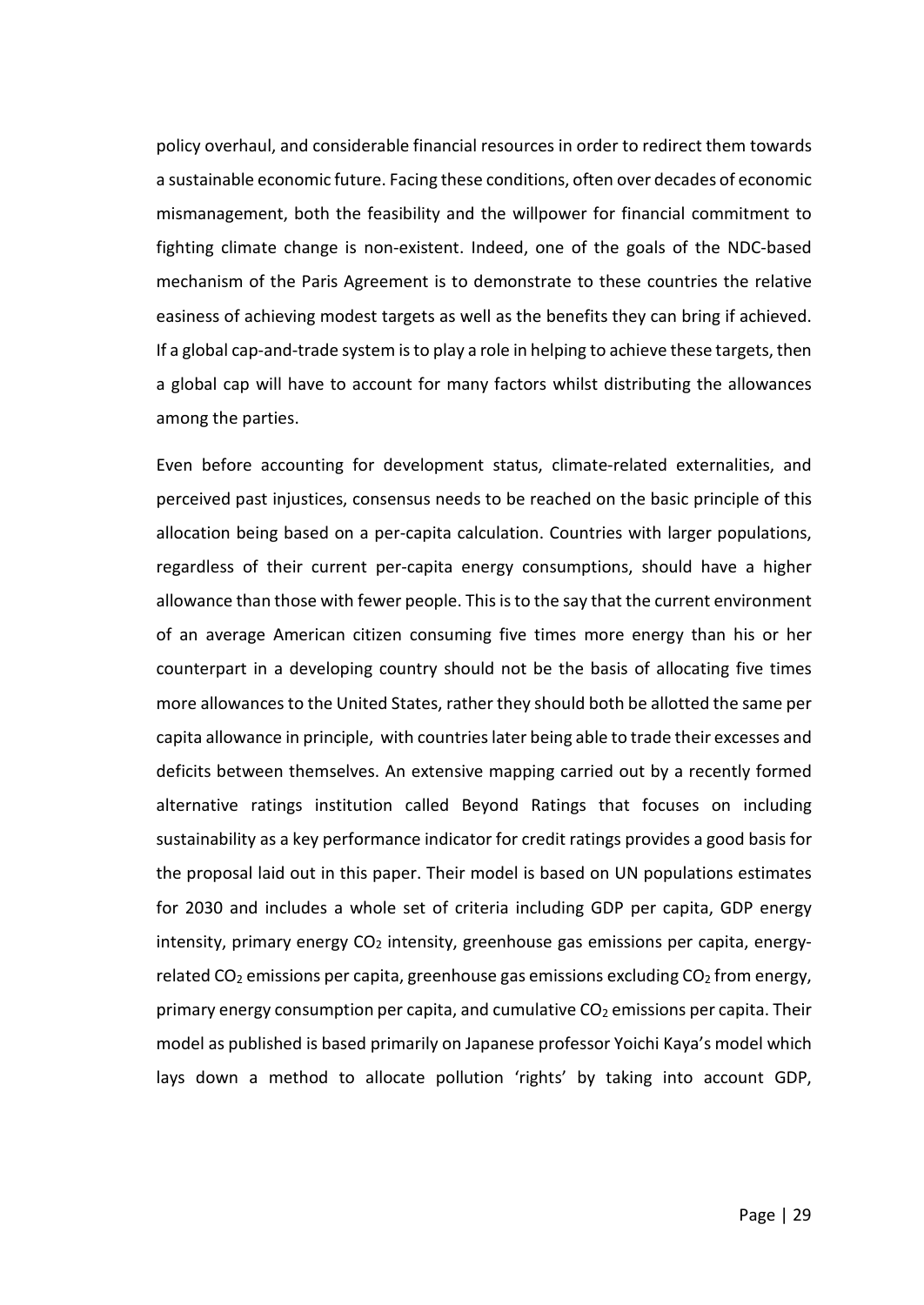policy overhaul, and considerable financial resources in order to redirect them towards a sustainable economic future. Facing these conditions, often over decades of economic mismanagement, both the feasibility and the willpower for financial commitment to fighting climate change is non-existent. Indeed, one of the goals of the NDC-based mechanism of the Paris Agreement is to demonstrate to these countries the relative easiness of achieving modest targets as well as the benefits they can bring if achieved. If a global cap-and-trade system is to play a role in helping to achieve these targets, then a global cap will have to account for many factors whilst distributing the allowances among the parties.

Even before accounting for development status, climate-related externalities, and perceived past injustices, consensus needs to be reached on the basic principle of this allocation being based on a per-capita calculation. Countries with larger populations, regardless of their current per-capita energy consumptions, should have a higher allowance than those with fewer people. This is to the say that the current environment of an average American citizen consuming five times more energy than his or her counterpart in a developing country should not be the basis of allocating five times more allowances to the United States, rather they should both be allotted the same per capita allowance in principle, with countries later being able to trade their excesses and deficits between themselves. An extensive mapping carried out by a recently formed alternative ratings institution called Beyond Ratings that focuses on including sustainability as a key performance indicator for credit ratings provides a good basis for the proposal laid out in this paper. Their model is based on UN populations estimates for 2030 and includes a whole set of criteria including GDP per capita, GDP energy intensity, primary energy $CO_2$ intensity, greenhouse gas emissions per capita, energy-related $CO_2$ emissions per capita, greenhouse gas emissions excluding $CO_2$ from energy, primary energy consumption per capita, and cumulative $CO_2$ emissions per capita. Their model as published is based primarily on Japanese professor Yoichi Kaya's model which lays down a method to allocate pollution 'rights' by taking into account GDP,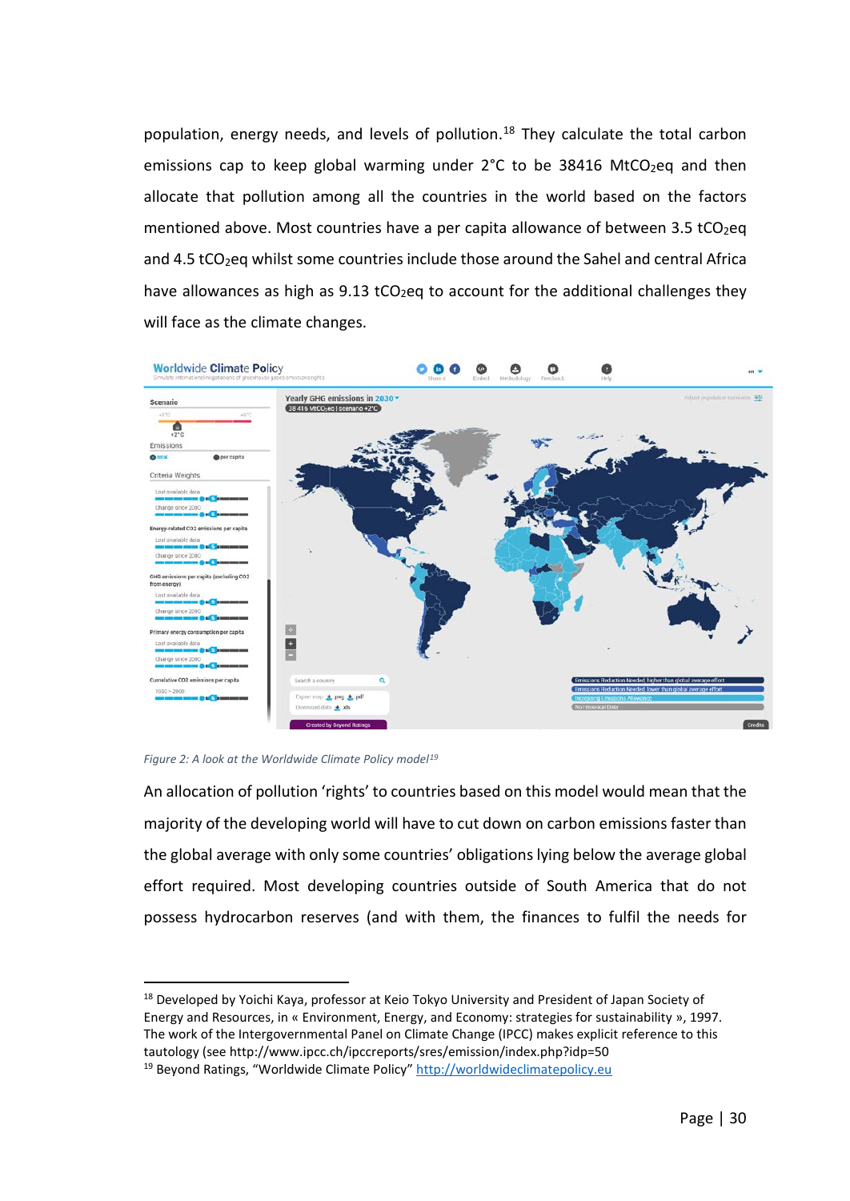population, energy needs, and levels of pollution.[18] They calculate the total carbon emissions cap to keep global warming under 2°C to be 38416 $MtCO_2eq$ and then allocate that pollution among all the countries in the world based on the factors mentioned above. Most countries have a per capita allowance of between 3.5 $tCO_2eq$ and 4.5 $tCO_2eq$ whilst some countries include those around the Sahel and central Africa have allowances as high as 9.13 $tCO_2eq$ to account for the additional challenges they will face as the climate changes.

*Figure 2: A look at the Worldwide Climate Policy model[19]*

An allocation of pollution 'rights' to countries based on this model would mean that the majority of the developing world will have to cut down on carbon emissions faster than the global average with only some countries' obligations lying below the average global effort required. Most developing countries outside of South America that do not possess hydrocarbon reserves (and with them, the finances to fulfil the needs for

---

[18] Developed by Yoichi Kaya, professor at Keio Tokyo University and President of Japan Society of Energy and Resources, in « Environment, Energy, and Economy: strategies for sustainability », 1997. The work of the Intergovernmental Panel on Climate Change (IPCC) makes explicit reference to this tautology (see http://www.ipcc.ch/ipccreports/sres/emission/index.php?idp=50

[19] Beyond Ratings, "Worldwide Climate Policy" [http://worldwideclimatepolicy.eu](http://worldwideclimatepolicy.eu)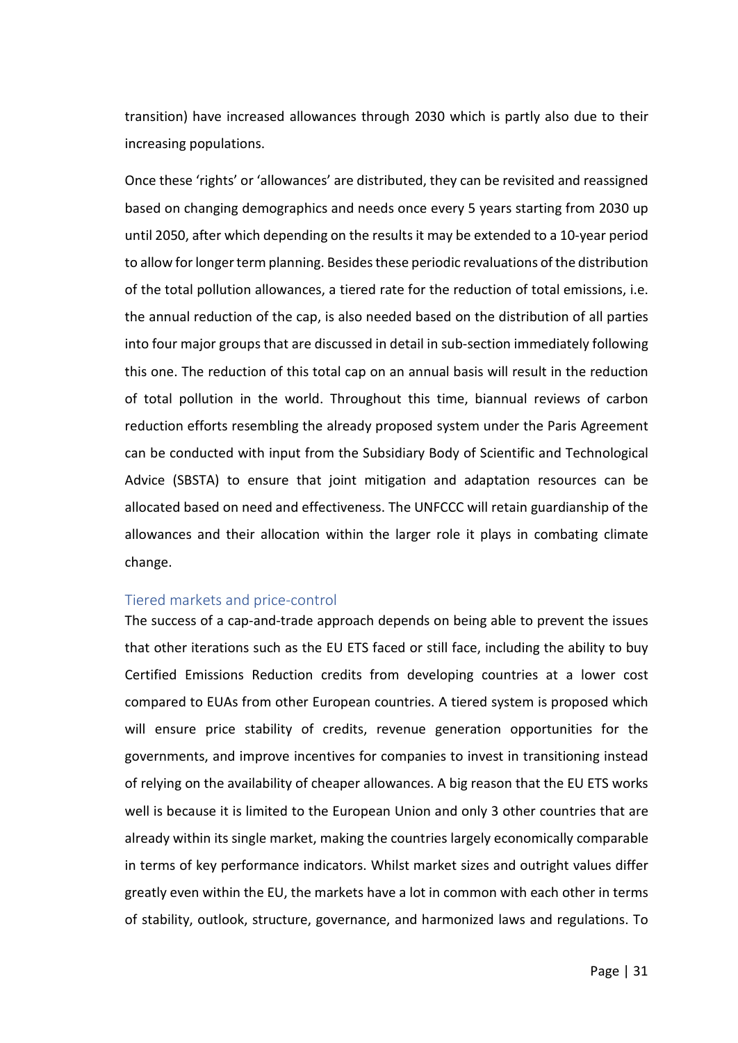transition) have increased allowances through 2030 which is partly also due to their increasing populations.

Once these 'rights' or 'allowances' are distributed, they can be revisited and reassigned based on changing demographics and needs once every 5 years starting from 2030 up until 2050, after which depending on the results it may be extended to a 10-year period to allow for longer term planning. Besides these periodic revaluations of the distribution of the total pollution allowances, a tiered rate for the reduction of total emissions, i.e. the annual reduction of the cap, is also needed based on the distribution of all parties into four major groups that are discussed in detail in sub-section immediately following this one. The reduction of this total cap on an annual basis will result in the reduction of total pollution in the world. Throughout this time, biannual reviews of carbon reduction efforts resembling the already proposed system under the Paris Agreement can be conducted with input from the Subsidiary Body of Scientific and Technological Advice (SBSTA) to ensure that joint mitigation and adaptation resources can be allocated based on need and effectiveness. The UNFCCC will retain guardianship of the allowances and their allocation within the larger role it plays in combating climate change.

### Tiered markets and price-control

The success of a cap-and-trade approach depends on being able to prevent the issues that other iterations such as the EU ETS faced or still face, including the ability to buy Certified Emissions Reduction credits from developing countries at a lower cost compared to EUAs from other European countries. A tiered system is proposed which will ensure price stability of credits, revenue generation opportunities for the governments, and improve incentives for companies to invest in transitioning instead of relying on the availability of cheaper allowances. A big reason that the EU ETS works well is because it is limited to the European Union and only 3 other countries that are already within its single market, making the countries largely economically comparable in terms of key performance indicators. Whilst market sizes and outright values differ greatly even within the EU, the markets have a lot in common with each other in terms of stability, outlook, structure, governance, and harmonized laws and regulations. To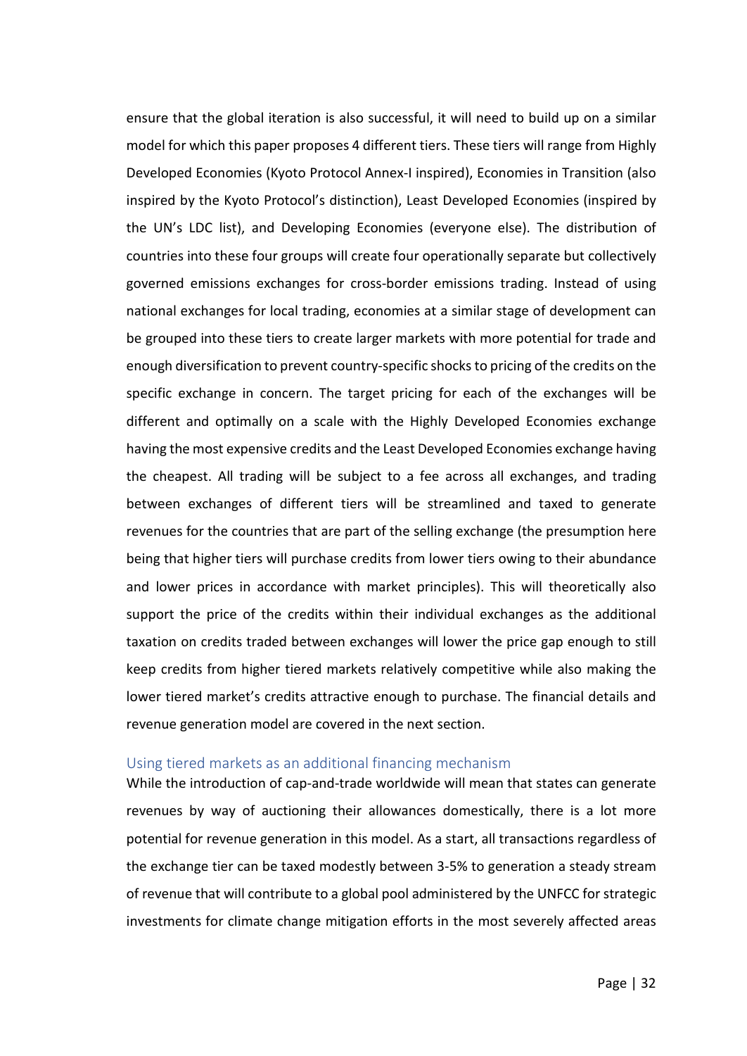ensure that the global iteration is also successful, it will need to build up on a similar model for which this paper proposes 4 different tiers. These tiers will range from Highly Developed Economies (Kyoto Protocol Annex-I inspired), Economies in Transition (also inspired by the Kyoto Protocol's distinction), Least Developed Economies (inspired by the UN's LDC list), and Developing Economies (everyone else). The distribution of countries into these four groups will create four operationally separate but collectively governed emissions exchanges for cross-border emissions trading. Instead of using national exchanges for local trading, economies at a similar stage of development can be grouped into these tiers to create larger markets with more potential for trade and enough diversification to prevent country-specific shocks to pricing of the credits on the specific exchange in concern. The target pricing for each of the exchanges will be different and optimally on a scale with the Highly Developed Economies exchange having the most expensive credits and the Least Developed Economies exchange having the cheapest. All trading will be subject to a fee across all exchanges, and trading between exchanges of different tiers will be streamlined and taxed to generate revenues for the countries that are part of the selling exchange (the presumption here being that higher tiers will purchase credits from lower tiers owing to their abundance and lower prices in accordance with market principles). This will theoretically also support the price of the credits within their individual exchanges as the additional taxation on credits traded between exchanges will lower the price gap enough to still keep credits from higher tiered markets relatively competitive while also making the lower tiered market's credits attractive enough to purchase. The financial details and revenue generation model are covered in the next section.

### Using tiered markets as an additional financing mechanism

While the introduction of cap-and-trade worldwide will mean that states can generate revenues by way of auctioning their allowances domestically, there is a lot more potential for revenue generation in this model. As a start, all transactions regardless of the exchange tier can be taxed modestly between 3-5% to generation a steady stream of revenue that will contribute to a global pool administered by the UNFCC for strategic investments for climate change mitigation efforts in the most severely affected areas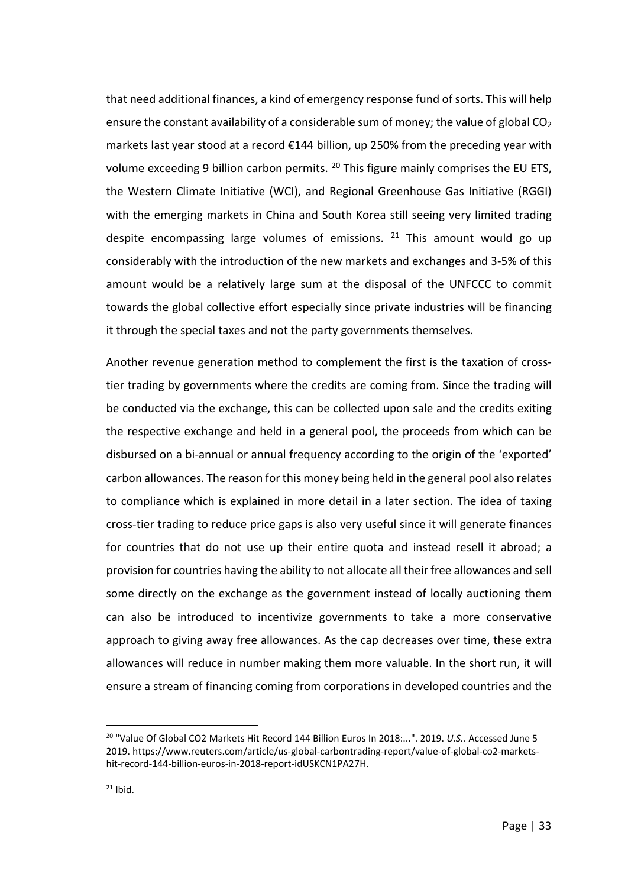that need additional finances, a kind of emergency response fund of sorts. This will help ensure the constant availability of a considerable sum of money; the value of global $CO_2$ markets last year stood at a record €144 billion, up 250% from the preceding year with volume exceeding 9 billion carbon permits. [20] This figure mainly comprises the EU ETS, the Western Climate Initiative (WCI), and Regional Greenhouse Gas Initiative (RGGI) with the emerging markets in China and South Korea still seeing very limited trading despite encompassing large volumes of emissions. [21] This amount would go up considerably with the introduction of the new markets and exchanges and 3-5% of this amount would be a relatively large sum at the disposal of the UNFCCC to commit towards the global collective effort especially since private industries will be financing it through the special taxes and not the party governments themselves.

Another revenue generation method to complement the first is the taxation of cross-tier trading by governments where the credits are coming from. Since the trading will be conducted via the exchange, this can be collected upon sale and the credits exiting the respective exchange and held in a general pool, the proceeds from which can be disbursed on a bi-annual or annual frequency according to the origin of the 'exported' carbon allowances. The reason for this money being held in the general pool also relates to compliance which is explained in more detail in a later section. The idea of taxing cross-tier trading to reduce price gaps is also very useful since it will generate finances for countries that do not use up their entire quota and instead resell it abroad; a provision for countries having the ability to not allocate all their free allowances and sell some directly on the exchange as the government instead of locally auctioning them can also be introduced to incentivize governments to take a more conservative approach to giving away free allowances. As the cap decreases over time, these extra allowances will reduce in number making them more valuable. In the short run, it will ensure a stream of financing coming from corporations in developed countries and the

[20] "Value Of Global CO2 Markets Hit Record 144 Billion Euros In 2018:...". 2019. *U.S.*. Accessed June 5 2019. https://www.reuters.com/article/us-global-carbontrading-report/value-of-global-co2-markets-hit-record-144-billion-euros-in-2018-report-idUSKCN1PA27H.

[21] Ibid.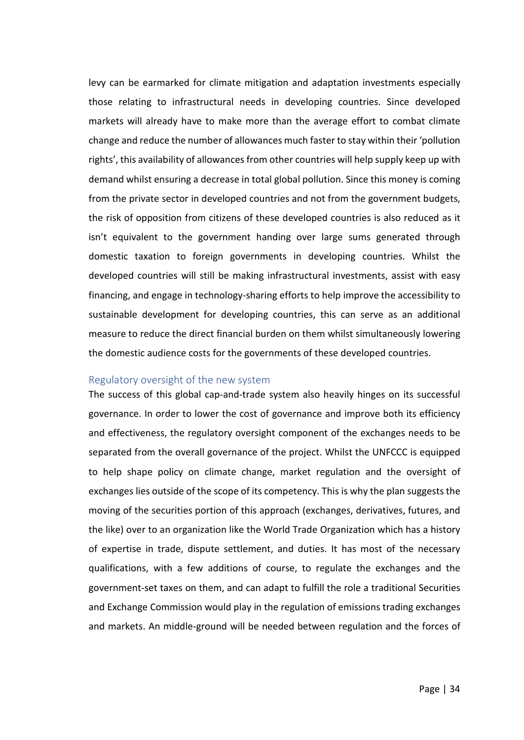levy can be earmarked for climate mitigation and adaptation investments especially those relating to infrastructural needs in developing countries. Since developed markets will already have to make more than the average effort to combat climate change and reduce the number of allowances much faster to stay within their 'pollution rights', this availability of allowances from other countries will help supply keep up with demand whilst ensuring a decrease in total global pollution. Since this money is coming from the private sector in developed countries and not from the government budgets, the risk of opposition from citizens of these developed countries is also reduced as it isn't equivalent to the government handing over large sums generated through domestic taxation to foreign governments in developing countries. Whilst the developed countries will still be making infrastructural investments, assist with easy financing, and engage in technology-sharing efforts to help improve the accessibility to sustainable development for developing countries, this can serve as an additional measure to reduce the direct financial burden on them whilst simultaneously lowering the domestic audience costs for the governments of these developed countries.

### Regulatory oversight of the new system

The success of this global cap-and-trade system also heavily hinges on its successful governance. In order to lower the cost of governance and improve both its efficiency and effectiveness, the regulatory oversight component of the exchanges needs to be separated from the overall governance of the project. Whilst the UNFCCC is equipped to help shape policy on climate change, market regulation and the oversight of exchanges lies outside of the scope of its competency. This is why the plan suggests the moving of the securities portion of this approach (exchanges, derivatives, futures, and the like) over to an organization like the World Trade Organization which has a history of expertise in trade, dispute settlement, and duties. It has most of the necessary qualifications, with a few additions of course, to regulate the exchanges and the government-set taxes on them, and can adapt to fulfill the role a traditional Securities and Exchange Commission would play in the regulation of emissions trading exchanges and markets. An middle-ground will be needed between regulation and the forces of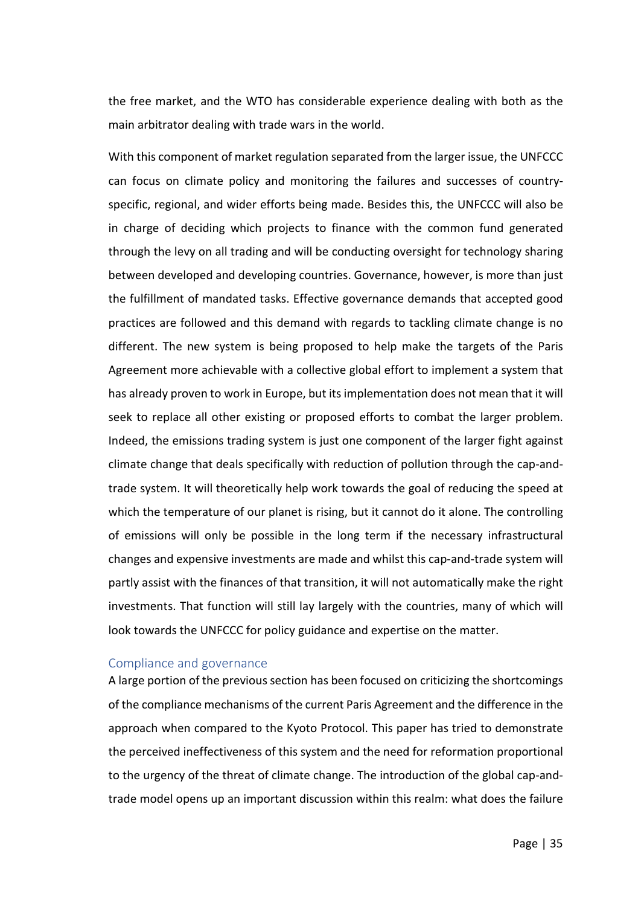the free market, and the WTO has considerable experience dealing with both as the main arbitrator dealing with trade wars in the world.

With this component of market regulation separated from the larger issue, the UNFCCC can focus on climate policy and monitoring the failures and successes of country-specific, regional, and wider efforts being made. Besides this, the UNFCCC will also be in charge of deciding which projects to finance with the common fund generated through the levy on all trading and will be conducting oversight for technology sharing between developed and developing countries. Governance, however, is more than just the fulfillment of mandated tasks. Effective governance demands that accepted good practices are followed and this demand with regards to tackling climate change is no different. The new system is being proposed to help make the targets of the Paris Agreement more achievable with a collective global effort to implement a system that has already proven to work in Europe, but its implementation does not mean that it will seek to replace all other existing or proposed efforts to combat the larger problem. Indeed, the emissions trading system is just one component of the larger fight against climate change that deals specifically with reduction of pollution through the cap-and-trade system. It will theoretically help work towards the goal of reducing the speed at which the temperature of our planet is rising, but it cannot do it alone. The controlling of emissions will only be possible in the long term if the necessary infrastructural changes and expensive investments are made and whilst this cap-and-trade system will partly assist with the finances of that transition, it will not automatically make the right investments. That function will still lay largely with the countries, many of which will look towards the UNFCCC for policy guidance and expertise on the matter.

## Compliance and governance

A large portion of the previous section has been focused on criticizing the shortcomings of the compliance mechanisms of the current Paris Agreement and the difference in the approach when compared to the Kyoto Protocol. This paper has tried to demonstrate the perceived ineffectiveness of this system and the need for reformation proportional to the urgency of the threat of climate change. The introduction of the global cap-and-trade model opens up an important discussion within this realm: what does the failure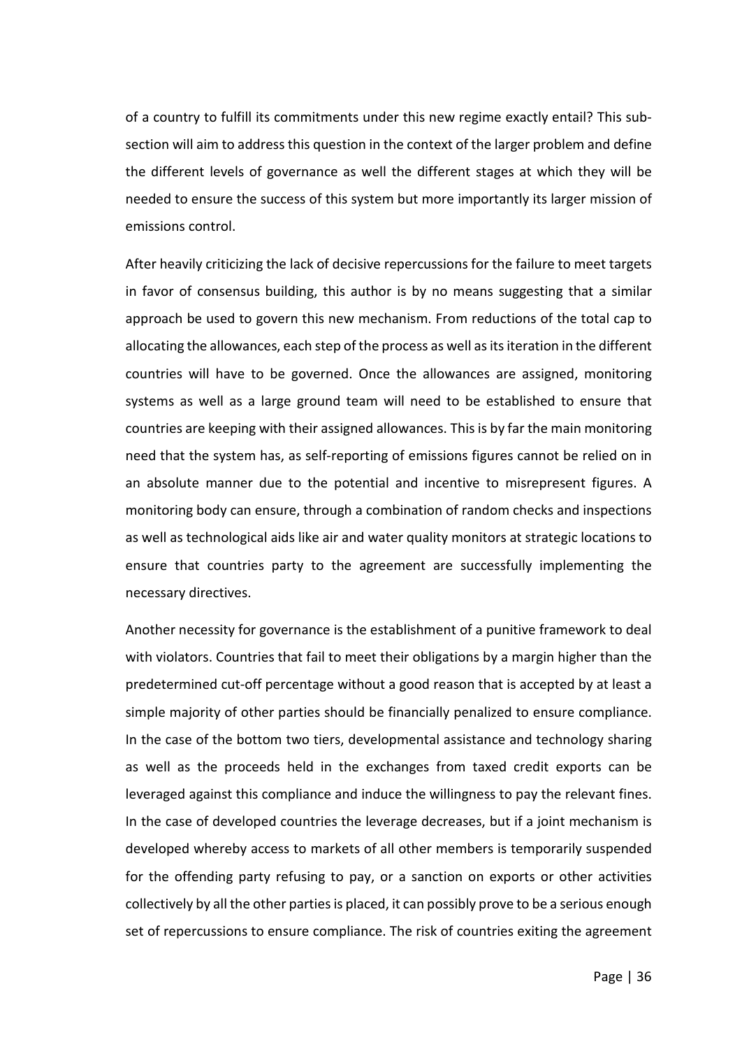of a country to fulfill its commitments under this new regime exactly entail? This sub-section will aim to address this question in the context of the larger problem and define the different levels of governance as well the different stages at which they will be needed to ensure the success of this system but more importantly its larger mission of emissions control.

After heavily criticizing the lack of decisive repercussions for the failure to meet targets in favor of consensus building, this author is by no means suggesting that a similar approach be used to govern this new mechanism. From reductions of the total cap to allocating the allowances, each step of the process as well as its iteration in the different countries will have to be governed. Once the allowances are assigned, monitoring systems as well as a large ground team will need to be established to ensure that countries are keeping with their assigned allowances. This is by far the main monitoring need that the system has, as self-reporting of emissions figures cannot be relied on in an absolute manner due to the potential and incentive to misrepresent figures. A monitoring body can ensure, through a combination of random checks and inspections as well as technological aids like air and water quality monitors at strategic locations to ensure that countries party to the agreement are successfully implementing the necessary directives.

Another necessity for governance is the establishment of a punitive framework to deal with violators. Countries that fail to meet their obligations by a margin higher than the predetermined cut-off percentage without a good reason that is accepted by at least a simple majority of other parties should be financially penalized to ensure compliance. In the case of the bottom two tiers, developmental assistance and technology sharing as well as the proceeds held in the exchanges from taxed credit exports can be leveraged against this compliance and induce the willingness to pay the relevant fines. In the case of developed countries the leverage decreases, but if a joint mechanism is developed whereby access to markets of all other members is temporarily suspended for the offending party refusing to pay, or a sanction on exports or other activities collectively by all the other parties is placed, it can possibly prove to be a serious enough set of repercussions to ensure compliance. The risk of countries exiting the agreement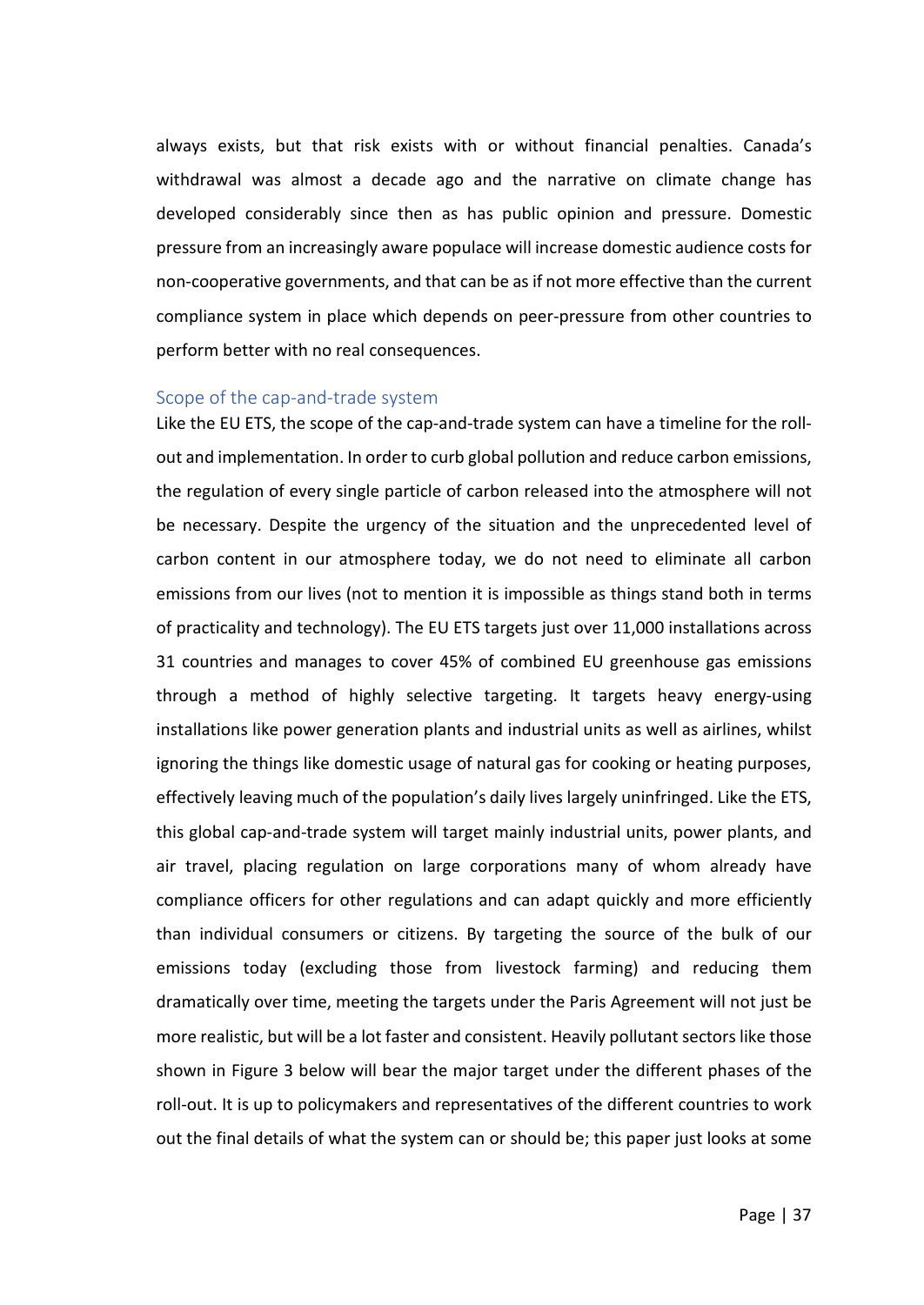always exists, but that risk exists with or without financial penalties. Canada's withdrawal was almost a decade ago and the narrative on climate change has developed considerably since then as has public opinion and pressure. Domestic pressure from an increasingly aware populace will increase domestic audience costs for non-cooperative governments, and that can be as if not more effective than the current compliance system in place which depends on peer-pressure from other countries to perform better with no real consequences.

### Scope of the cap-and-trade system

Like the EU ETS, the scope of the cap-and-trade system can have a timeline for the roll-out and implementation. In order to curb global pollution and reduce carbon emissions, the regulation of every single particle of carbon released into the atmosphere will not be necessary. Despite the urgency of the situation and the unprecedented level of carbon content in our atmosphere today, we do not need to eliminate all carbon emissions from our lives (not to mention it is impossible as things stand both in terms of practicality and technology). The EU ETS targets just over 11,000 installations across 31 countries and manages to cover 45% of combined EU greenhouse gas emissions through a method of highly selective targeting. It targets heavy energy-using installations like power generation plants and industrial units as well as airlines, whilst ignoring the things like domestic usage of natural gas for cooking or heating purposes, effectively leaving much of the population's daily lives largely uninfringed. Like the ETS, this global cap-and-trade system will target mainly industrial units, power plants, and air travel, placing regulation on large corporations many of whom already have compliance officers for other regulations and can adapt quickly and more efficiently than individual consumers or citizens. By targeting the source of the bulk of our emissions today (excluding those from livestock farming) and reducing them dramatically over time, meeting the targets under the Paris Agreement will not just be more realistic, but will be a lot faster and consistent. Heavily pollutant sectors like those shown in Figure 3 below will bear the major target under the different phases of the roll-out. It is up to policymakers and representatives of the different countries to work out the final details of what the system can or should be; this paper just looks at some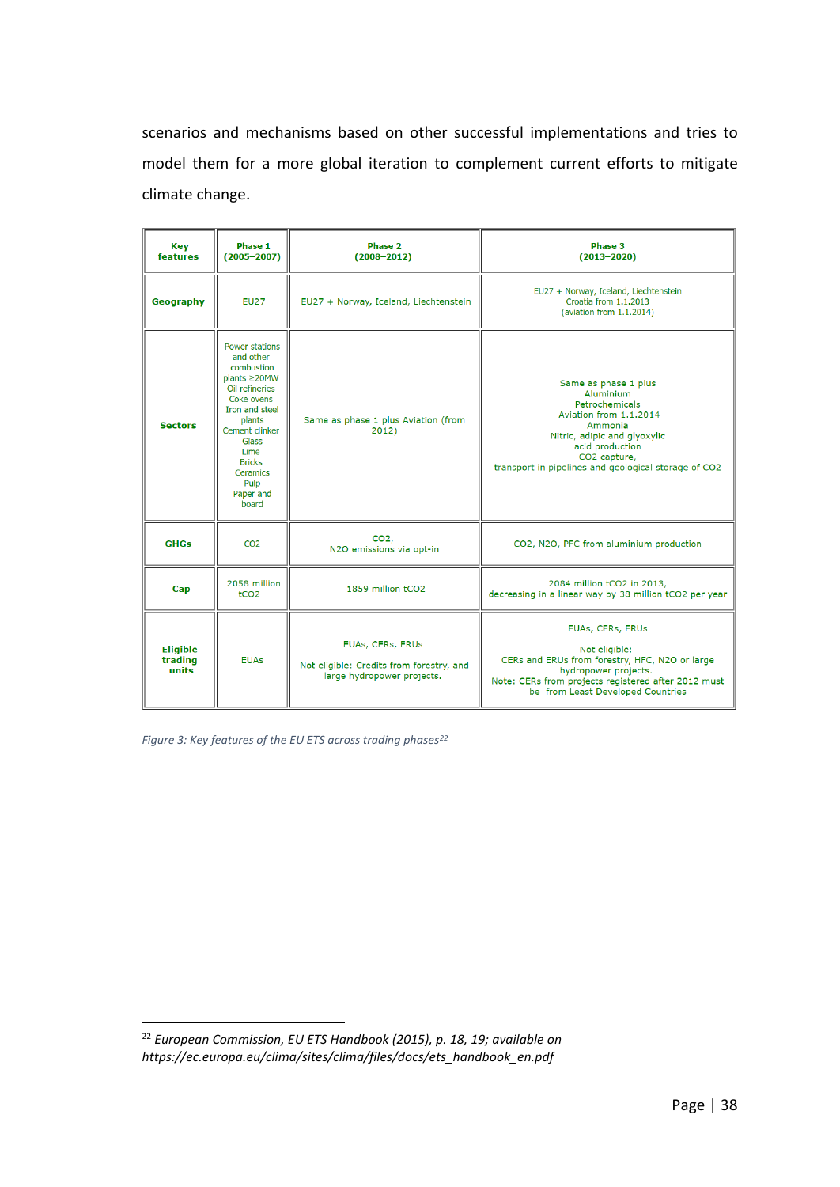scenarios and mechanisms based on other successful implementations and tries to model them for a more global iteration to complement current efforts to mitigate climate change.

| **Key features** | **Phase 1 (2005–2007)** | **Phase 2 (2008–2012)** | **Phase 3 (2013–2020)** |
|---|---|---|---|
| **Geography** | EU27 | EU27 + Norway, Iceland, Liechtenstein | EU27 + Norway, Iceland, Liechtenstein<br>Croatia from 1.1.2013<br>(aviation from 1.1.2014) |
| **Sectors** | Power stations and other combustion plants ≥20MW<br>Oil refineries<br>Coke ovens<br>Iron and steel plants<br>Cement clinker<br>Glass<br>Lime<br>Bricks<br>Ceramics<br>Pulp<br>Paper and board | Same as phase 1 plus Aviation (from 2012) | Same as phase 1 plus<br>Aluminium<br>Petrochemicals<br>Aviation from 1.1.2014<br>Ammonia<br>Nitric, adipic and glyoxylic acid production<br>CO2 capture,<br>transport in pipelines and geological storage of CO2 |
| **GHGs** | CO2 | CO2,<br>N2O emissions via opt-in | CO2, N2O, PFC from aluminium production |
| **Cap** | 2058 million tCO2 | 1859 million tCO2 | 2084 million tCO2 in 2013,<br>decreasing in a linear way by 38 million tCO2 per year |
| **Eligible trading units** | EUAs | EUAs, CERs, ERUs<br><br>Not eligible: Credits from forestry, and large hydropower projects. | EUAs, CERs, ERUs<br><br>Not eligible:<br>CERs and ERUs from forestry, HFC, N2O or large hydropower projects.<br>Note: CERs from projects registered after 2012 must be from Least Developed Countries |

*Figure 3: Key features of the EU ETS across trading phases*[22]

[22] *European Commission, EU ETS Handbook (2015), p. 18, 19; available on https://ec.europa.eu/clima/sites/clima/files/docs/ets_handbook_en.pdf*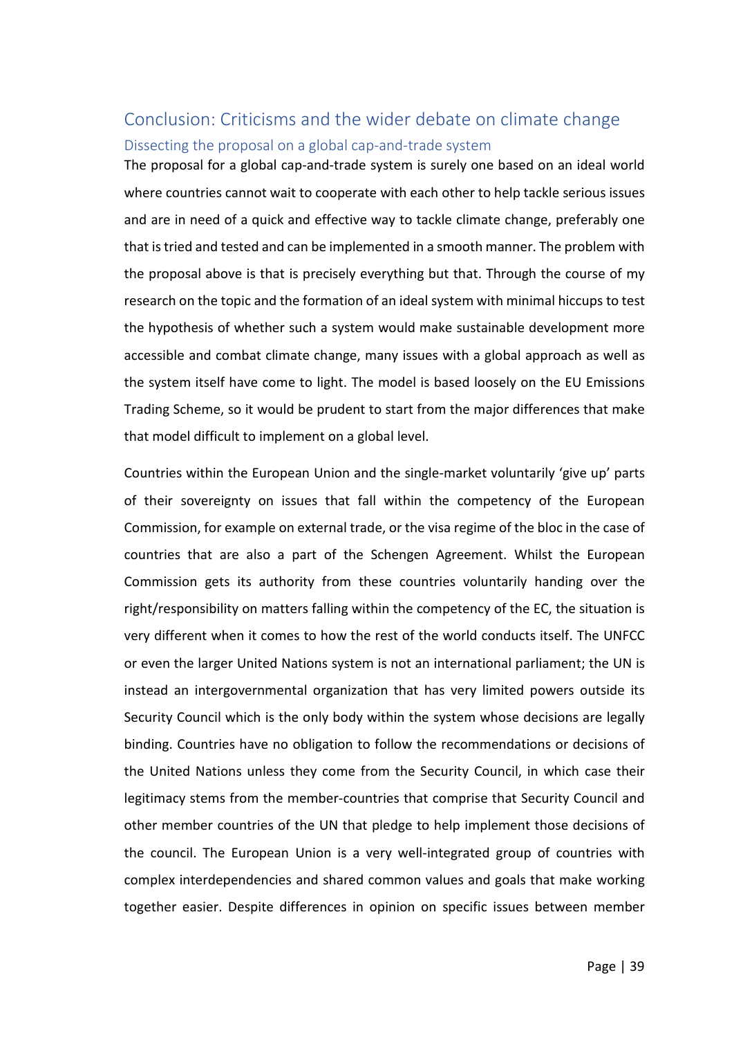## Conclusion: Criticisms and the wider debate on climate change

### Dissecting the proposal on a global cap-and-trade system

The proposal for a global cap-and-trade system is surely one based on an ideal world where countries cannot wait to cooperate with each other to help tackle serious issues and are in need of a quick and effective way to tackle climate change, preferably one that is tried and tested and can be implemented in a smooth manner. The problem with the proposal above is that is precisely everything but that. Through the course of my research on the topic and the formation of an ideal system with minimal hiccups to test the hypothesis of whether such a system would make sustainable development more accessible and combat climate change, many issues with a global approach as well as the system itself have come to light. The model is based loosely on the EU Emissions Trading Scheme, so it would be prudent to start from the major differences that make that model difficult to implement on a global level.

Countries within the European Union and the single-market voluntarily 'give up' parts of their sovereignty on issues that fall within the competency of the European Commission, for example on external trade, or the visa regime of the bloc in the case of countries that are also a part of the Schengen Agreement. Whilst the European Commission gets its authority from these countries voluntarily handing over the right/responsibility on matters falling within the competency of the EC, the situation is very different when it comes to how the rest of the world conducts itself. The UNFCC or even the larger United Nations system is not an international parliament; the UN is instead an intergovernmental organization that has very limited powers outside its Security Council which is the only body within the system whose decisions are legally binding. Countries have no obligation to follow the recommendations or decisions of the United Nations unless they come from the Security Council, in which case their legitimacy stems from the member-countries that comprise that Security Council and other member countries of the UN that pledge to help implement those decisions of the council. The European Union is a very well-integrated group of countries with complex interdependencies and shared common values and goals that make working together easier. Despite differences in opinion on specific issues between member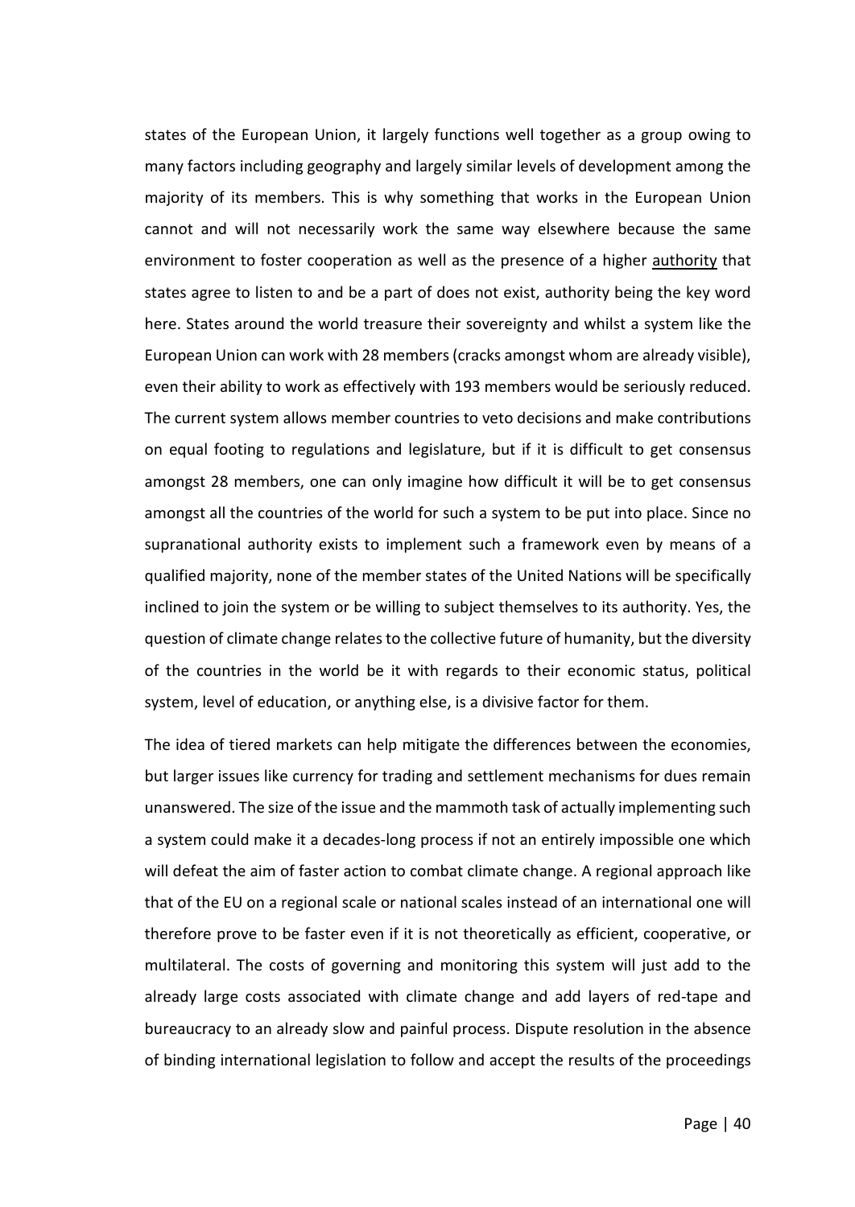states of the European Union, it largely functions well together as a group owing to many factors including geography and largely similar levels of development among the majority of its members. This is why something that works in the European Union cannot and will not necessarily work the same way elsewhere because the same environment to foster cooperation as well as the presence of a higher authority that states agree to listen to and be a part of does not exist, authority being the key word here. States around the world treasure their sovereignty and whilst a system like the European Union can work with 28 members (cracks amongst whom are already visible), even their ability to work as effectively with 193 members would be seriously reduced. The current system allows member countries to veto decisions and make contributions on equal footing to regulations and legislature, but if it is difficult to get consensus amongst 28 members, one can only imagine how difficult it will be to get consensus amongst all the countries of the world for such a system to be put into place. Since no supranational authority exists to implement such a framework even by means of a qualified majority, none of the member states of the United Nations will be specifically inclined to join the system or be willing to subject themselves to its authority. Yes, the question of climate change relates to the collective future of humanity, but the diversity of the countries in the world be it with regards to their economic status, political system, level of education, or anything else, is a divisive factor for them.

The idea of tiered markets can help mitigate the differences between the economies, but larger issues like currency for trading and settlement mechanisms for dues remain unanswered. The size of the issue and the mammoth task of actually implementing such a system could make it a decades-long process if not an entirely impossible one which will defeat the aim of faster action to combat climate change. A regional approach like that of the EU on a regional scale or national scales instead of an international one will therefore prove to be faster even if it is not theoretically as efficient, cooperative, or multilateral. The costs of governing and monitoring this system will just add to the already large costs associated with climate change and add layers of red-tape and bureaucracy to an already slow and painful process. Dispute resolution in the absence of binding international legislation to follow and accept the results of the proceedings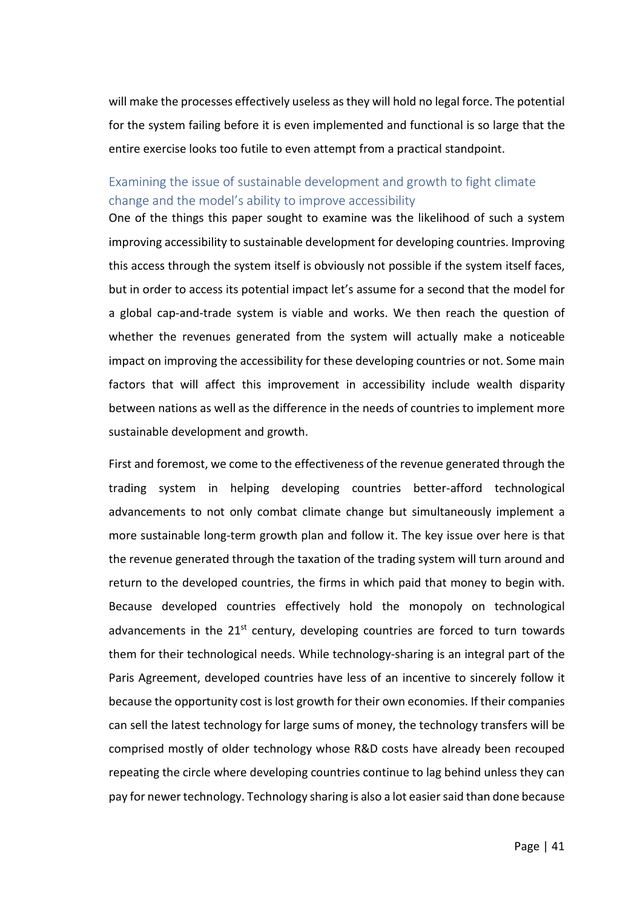will make the processes effectively useless as they will hold no legal force. The potential for the system failing before it is even implemented and functional is so large that the entire exercise looks too futile to even attempt from a practical standpoint.

### Examining the issue of sustainable development and growth to fight climate change and the model's ability to improve accessibility

One of the things this paper sought to examine was the likelihood of such a system improving accessibility to sustainable development for developing countries. Improving this access through the system itself is obviously not possible if the system itself faces, but in order to access its potential impact let's assume for a second that the model for a global cap-and-trade system is viable and works. We then reach the question of whether the revenues generated from the system will actually make a noticeable impact on improving the accessibility for these developing countries or not. Some main factors that will affect this improvement in accessibility include wealth disparity between nations as well as the difference in the needs of countries to implement more sustainable development and growth.

First and foremost, we come to the effectiveness of the revenue generated through the trading system in helping developing countries better-afford technological advancements to not only combat climate change but simultaneously implement a more sustainable long-term growth plan and follow it. The key issue over here is that the revenue generated through the taxation of the trading system will turn around and return to the developed countries, the firms in which paid that money to begin with. Because developed countries effectively hold the monopoly on technological advancements in the 21st century, developing countries are forced to turn towards them for their technological needs. While technology-sharing is an integral part of the Paris Agreement, developed countries have less of an incentive to sincerely follow it because the opportunity cost is lost growth for their own economies. If their companies can sell the latest technology for large sums of money, the technology transfers will be comprised mostly of older technology whose R&D costs have already been recouped repeating the circle where developing countries continue to lag behind unless they can pay for newer technology. Technology sharing is also a lot easier said than done because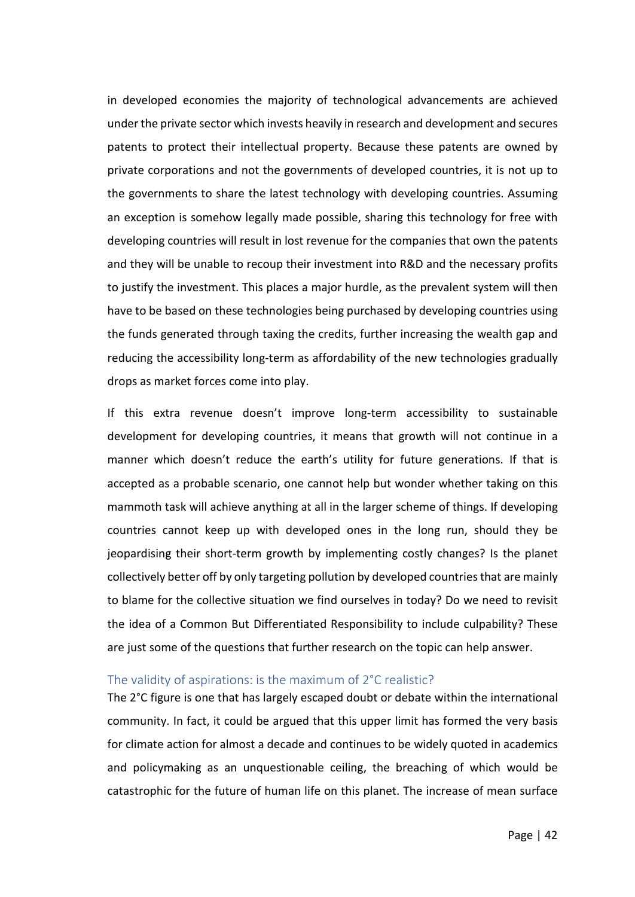in developed economies the majority of technological advancements are achieved under the private sector which invests heavily in research and development and secures patents to protect their intellectual property. Because these patents are owned by private corporations and not the governments of developed countries, it is not up to the governments to share the latest technology with developing countries. Assuming an exception is somehow legally made possible, sharing this technology for free with developing countries will result in lost revenue for the companies that own the patents and they will be unable to recoup their investment into R&D and the necessary profits to justify the investment. This places a major hurdle, as the prevalent system will then have to be based on these technologies being purchased by developing countries using the funds generated through taxing the credits, further increasing the wealth gap and reducing the accessibility long-term as affordability of the new technologies gradually drops as market forces come into play.

If this extra revenue doesn't improve long-term accessibility to sustainable development for developing countries, it means that growth will not continue in a manner which doesn't reduce the earth's utility for future generations. If that is accepted as a probable scenario, one cannot help but wonder whether taking on this mammoth task will achieve anything at all in the larger scheme of things. If developing countries cannot keep up with developed ones in the long run, should they be jeopardising their short-term growth by implementing costly changes? Is the planet collectively better off by only targeting pollution by developed countries that are mainly to blame for the collective situation we find ourselves in today? Do we need to revisit the idea of a Common But Differentiated Responsibility to include culpability? These are just some of the questions that further research on the topic can help answer.

### The validity of aspirations: is the maximum of 2°C realistic?

The 2°C figure is one that has largely escaped doubt or debate within the international community. In fact, it could be argued that this upper limit has formed the very basis for climate action for almost a decade and continues to be widely quoted in academics and policymaking as an unquestionable ceiling, the breaching of which would be catastrophic for the future of human life on this planet. The increase of mean surface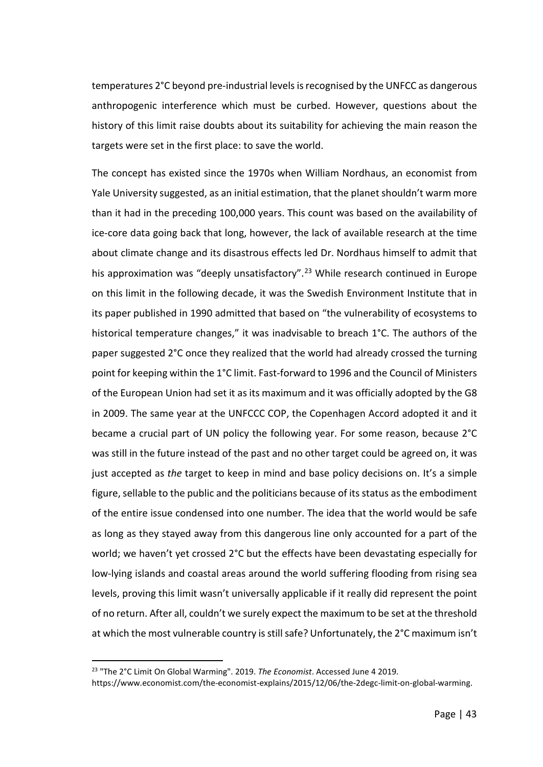temperatures 2°C beyond pre-industrial levels is recognised by the UNFCC as dangerous anthropogenic interference which must be curbed. However, questions about the history of this limit raise doubts about its suitability for achieving the main reason the targets were set in the first place: to save the world.

The concept has existed since the 1970s when William Nordhaus, an economist from Yale University suggested, as an initial estimation, that the planet shouldn't warm more than it had in the preceding 100,000 years. This count was based on the availability of ice-core data going back that long, however, the lack of available research at the time about climate change and its disastrous effects led Dr. Nordhaus himself to admit that his approximation was "deeply unsatisfactory".[23] While research continued in Europe on this limit in the following decade, it was the Swedish Environment Institute that in its paper published in 1990 admitted that based on "the vulnerability of ecosystems to historical temperature changes," it was inadvisable to breach 1°C. The authors of the paper suggested 2°C once they realized that the world had already crossed the turning point for keeping within the 1°C limit. Fast-forward to 1996 and the Council of Ministers of the European Union had set it as its maximum and it was officially adopted by the G8 in 2009. The same year at the UNFCCC COP, the Copenhagen Accord adopted it and it became a crucial part of UN policy the following year. For some reason, because 2°C was still in the future instead of the past and no other target could be agreed on, it was just accepted as *the* target to keep in mind and base policy decisions on. It's a simple figure, sellable to the public and the politicians because of its status as the embodiment of the entire issue condensed into one number. The idea that the world would be safe as long as they stayed away from this dangerous line only accounted for a part of the world; we haven't yet crossed 2°C but the effects have been devastating especially for low-lying islands and coastal areas around the world suffering flooding from rising sea levels, proving this limit wasn't universally applicable if it really did represent the point of no return. After all, couldn't we surely expect the maximum to be set at the threshold at which the most vulnerable country is still safe? Unfortunately, the 2°C maximum isn't

[23] "The 2°C Limit On Global Warming". 2019. *The Economist*. Accessed June 4 2019. https://www.economist.com/the-economist-explains/2015/12/06/the-2degc-limit-on-global-warming.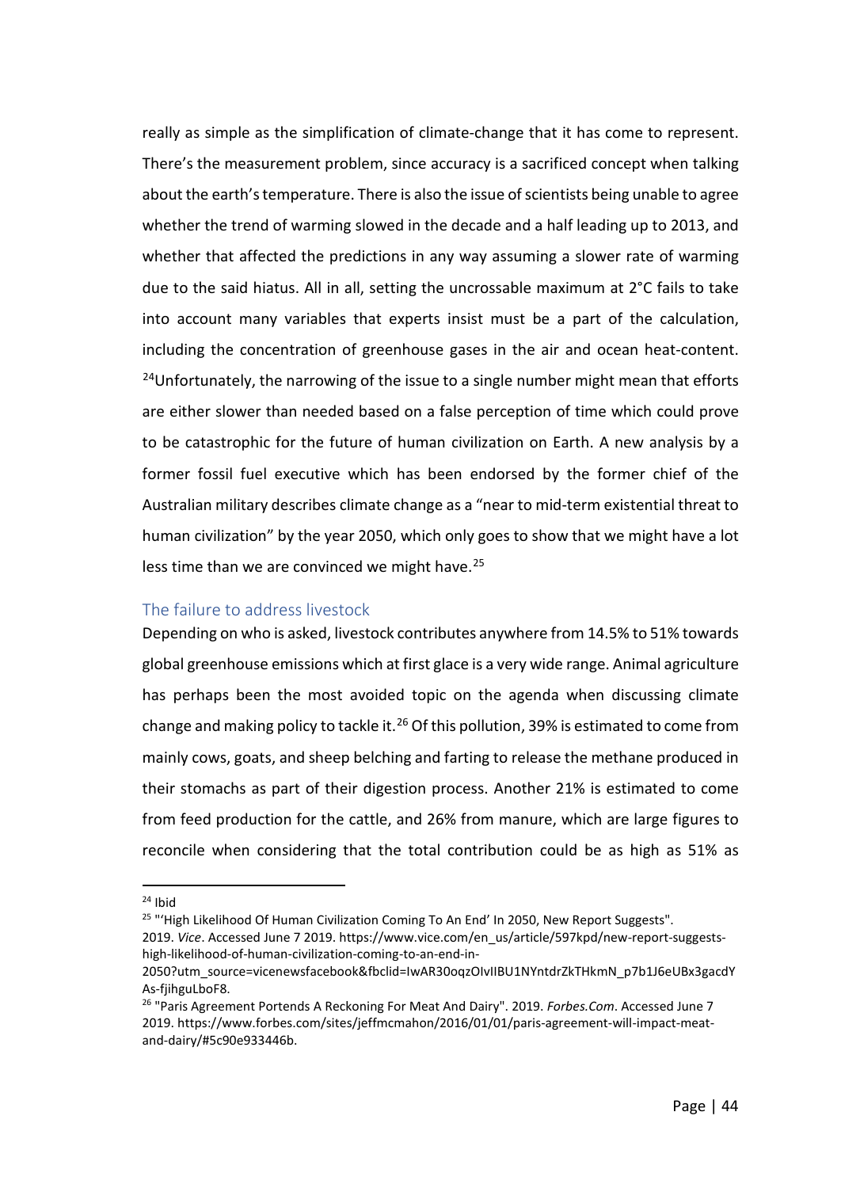really as simple as the simplification of climate-change that it has come to represent. There's the measurement problem, since accuracy is a sacrificed concept when talking about the earth's temperature. There is also the issue of scientists being unable to agree whether the trend of warming slowed in the decade and a half leading up to 2013, and whether that affected the predictions in any way assuming a slower rate of warming due to the said hiatus. All in all, setting the uncrossable maximum at 2°C fails to take into account many variables that experts insist must be a part of the calculation, including the concentration of greenhouse gases in the air and ocean heat-content. [24]Unfortunately, the narrowing of the issue to a single number might mean that efforts are either slower than needed based on a false perception of time which could prove to be catastrophic for the future of human civilization on Earth. A new analysis by a former fossil fuel executive which has been endorsed by the former chief of the Australian military describes climate change as a "near to mid-term existential threat to human civilization" by the year 2050, which only goes to show that we might have a lot less time than we are convinced we might have.[25]

## The failure to address livestock

Depending on who is asked, livestock contributes anywhere from 14.5% to 51% towards global greenhouse emissions which at first glace is a very wide range. Animal agriculture has perhaps been the most avoided topic on the agenda when discussing climate change and making policy to tackle it.[26] Of this pollution, 39% is estimated to come from mainly cows, goats, and sheep belching and farting to release the methane produced in their stomachs as part of their digestion process. Another 21% is estimated to come from feed production for the cattle, and 26% from manure, which are large figures to reconcile when considering that the total contribution could be as high as 51% as

---

[24] Ibid

[25] "'High Likelihood Of Human Civilization Coming To An End' In 2050, New Report Suggests". 2019. *Vice*. Accessed June 7 2019. https://www.vice.com/en_us/article/597kpd/new-report-suggests-high-likelihood-of-human-civilization-coming-to-an-end-in-2050?utm_source=vicenewsfacebook&fbclid=IwAR30oqzOIvIIBU1NYntdrZkTHkmN_p7b1J6eUBx3gacdYAs-fjihguLboF8.

[26] "Paris Agreement Portends A Reckoning For Meat And Dairy". 2019. *Forbes.Com*. Accessed June 7 2019. https://www.forbes.com/sites/jeffmcmahon/2016/01/01/paris-agreement-will-impact-meat-and-dairy/#5c90e933446b.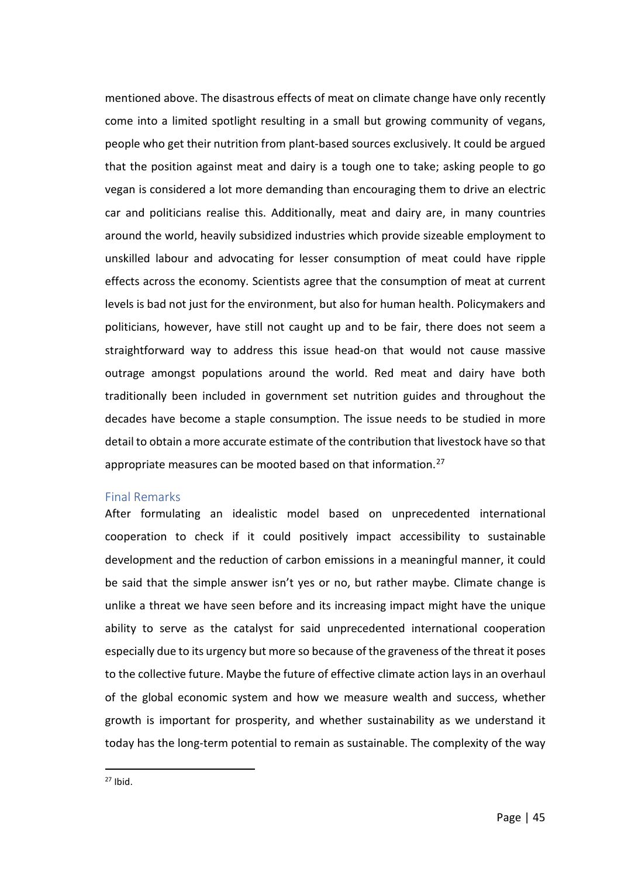mentioned above. The disastrous effects of meat on climate change have only recently come into a limited spotlight resulting in a small but growing community of vegans, people who get their nutrition from plant-based sources exclusively. It could be argued that the position against meat and dairy is a tough one to take; asking people to go vegan is considered a lot more demanding than encouraging them to drive an electric car and politicians realise this. Additionally, meat and dairy are, in many countries around the world, heavily subsidized industries which provide sizeable employment to unskilled labour and advocating for lesser consumption of meat could have ripple effects across the economy. Scientists agree that the consumption of meat at current levels is bad not just for the environment, but also for human health. Policymakers and politicians, however, have still not caught up and to be fair, there does not seem a straightforward way to address this issue head-on that would not cause massive outrage amongst populations around the world. Red meat and dairy have both traditionally been included in government set nutrition guides and throughout the decades have become a staple consumption. The issue needs to be studied in more detail to obtain a more accurate estimate of the contribution that livestock have so that appropriate measures can be mooted based on that information.[27]

## Final Remarks

After formulating an idealistic model based on unprecedented international cooperation to check if it could positively impact accessibility to sustainable development and the reduction of carbon emissions in a meaningful manner, it could be said that the simple answer isn't yes or no, but rather maybe. Climate change is unlike a threat we have seen before and its increasing impact might have the unique ability to serve as the catalyst for said unprecedented international cooperation especially due to its urgency but more so because of the graveness of the threat it poses to the collective future. Maybe the future of effective climate action lays in an overhaul of the global economic system and how we measure wealth and success, whether growth is important for prosperity, and whether sustainability as we understand it today has the long-term potential to remain as sustainable. The complexity of the way

[27] Ibid.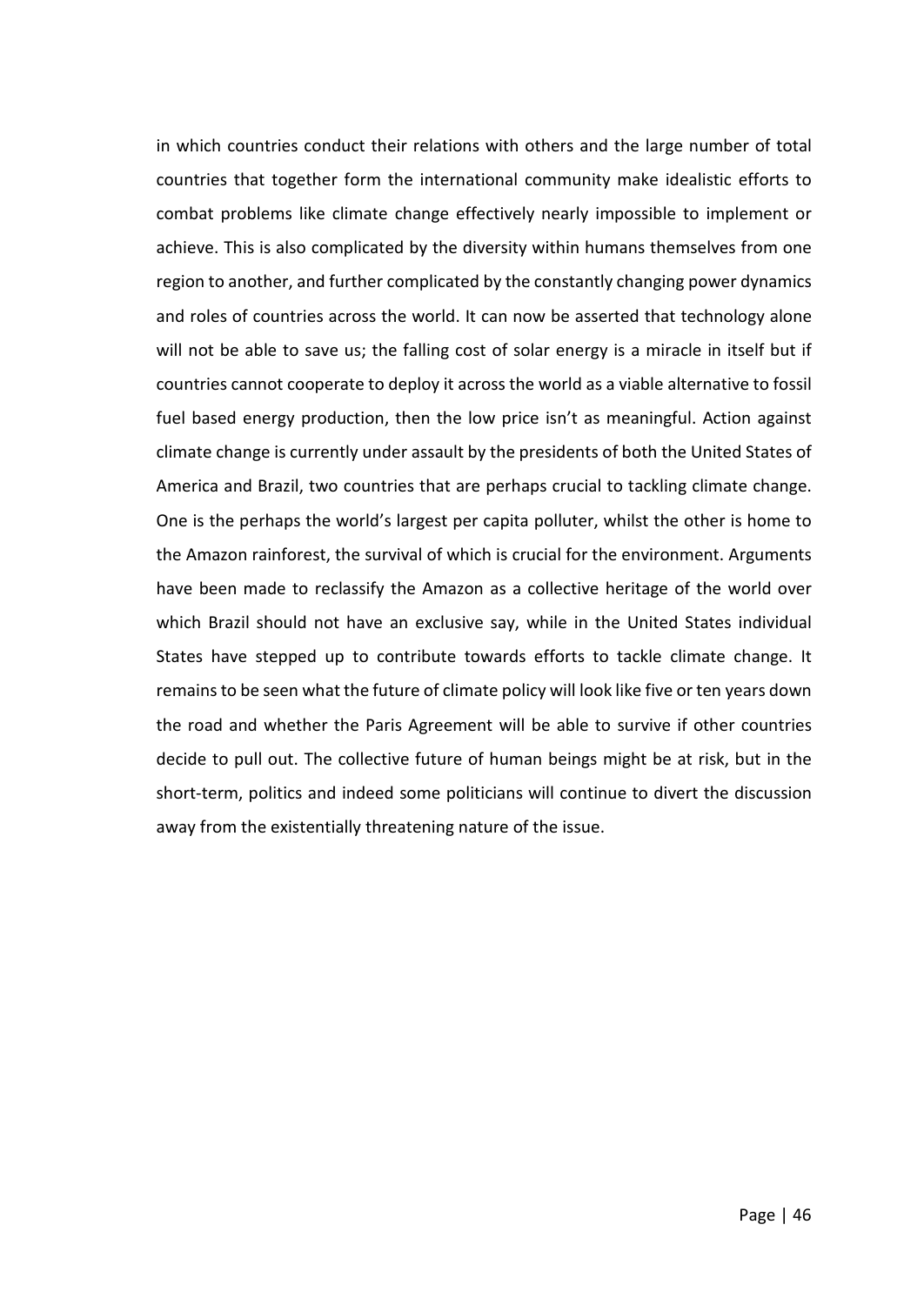in which countries conduct their relations with others and the large number of total countries that together form the international community make idealistic efforts to combat problems like climate change effectively nearly impossible to implement or achieve. This is also complicated by the diversity within humans themselves from one region to another, and further complicated by the constantly changing power dynamics and roles of countries across the world. It can now be asserted that technology alone will not be able to save us; the falling cost of solar energy is a miracle in itself but if countries cannot cooperate to deploy it across the world as a viable alternative to fossil fuel based energy production, then the low price isn't as meaningful. Action against climate change is currently under assault by the presidents of both the United States of America and Brazil, two countries that are perhaps crucial to tackling climate change. One is the perhaps the world's largest per capita polluter, whilst the other is home to the Amazon rainforest, the survival of which is crucial for the environment. Arguments have been made to reclassify the Amazon as a collective heritage of the world over which Brazil should not have an exclusive say, while in the United States individual States have stepped up to contribute towards efforts to tackle climate change. It remains to be seen what the future of climate policy will look like five or ten years down the road and whether the Paris Agreement will be able to survive if other countries decide to pull out. The collective future of human beings might be at risk, but in the short-term, politics and indeed some politicians will continue to divert the discussion away from the existentially threatening nature of the issue.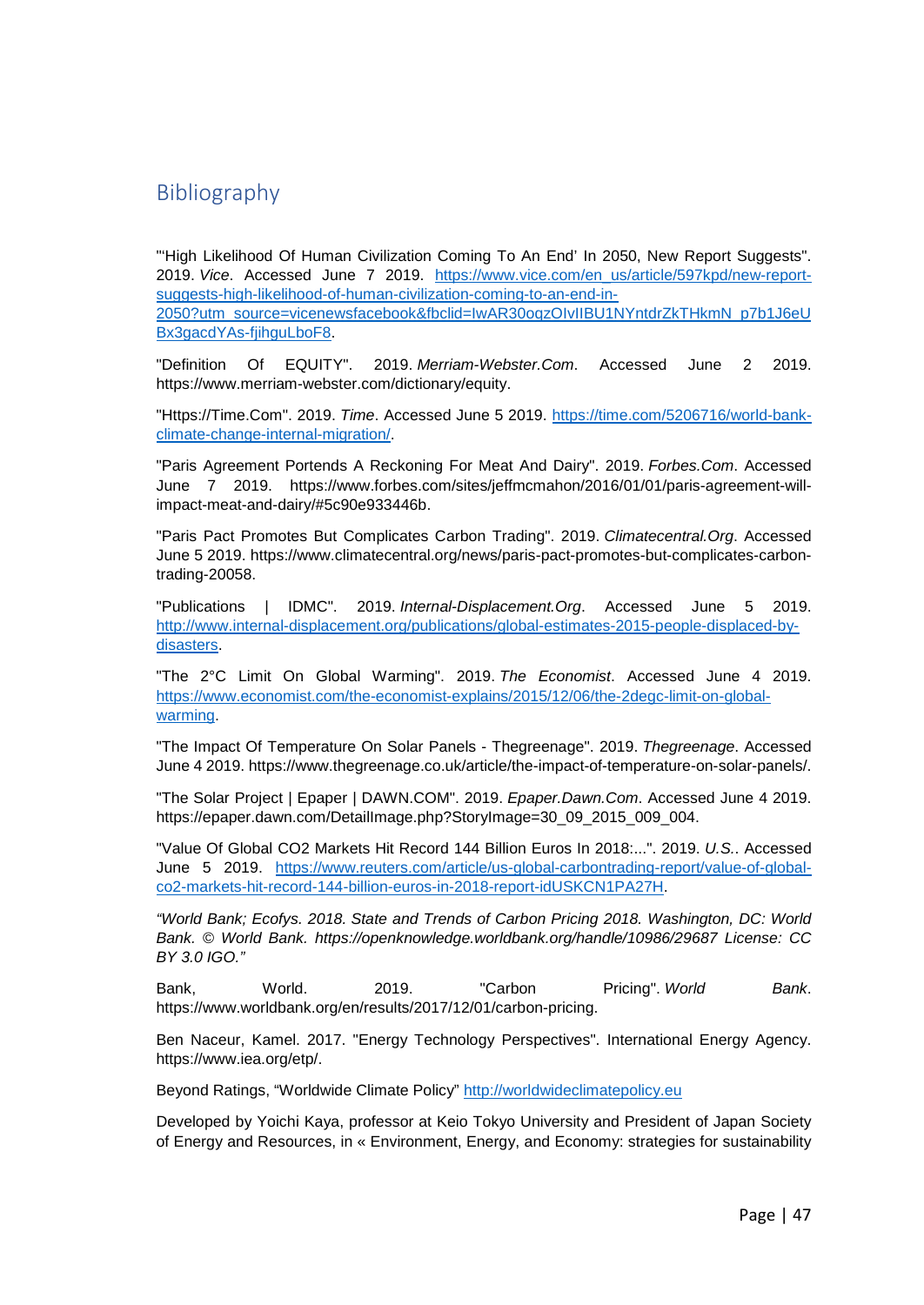# Bibliography

"'High Likelihood Of Human Civilization Coming To An End' In 2050, New Report Suggests". 2019. *Vice*. Accessed June 7 2019. https://www.vice.com/en_us/article/597kpd/new-report-suggests-high-likelihood-of-human-civilization-coming-to-an-end-in-2050?utm_source=vicenewsfacebook&fbclid=IwAR30ogzOIvIIBU1NYntdrZkTHkmN_p7b1J6eUBx3gacdYAs-fjihguLboF8.

"Definition Of EQUITY". 2019. *Merriam-Webster.Com*. Accessed June 2 2019. https://www.merriam-webster.com/dictionary/equity.

"Https://Time.Com". 2019. *Time*. Accessed June 5 2019. https://time.com/5206716/world-bank-climate-change-internal-migration/.

"Paris Agreement Portends A Reckoning For Meat And Dairy". 2019. *Forbes.Com*. Accessed June 7 2019. https://www.forbes.com/sites/jeffmcmahon/2016/01/01/paris-agreement-will-impact-meat-and-dairy/#5c90e933446b.

"Paris Pact Promotes But Complicates Carbon Trading". 2019. *Climatecentral.Org*. Accessed June 5 2019. https://www.climatecentral.org/news/paris-pact-promotes-but-complicates-carbon-trading-20058.

"Publications | IDMC". 2019. *Internal-Displacement.Org*. Accessed June 5 2019. http://www.internal-displacement.org/publications/global-estimates-2015-people-displaced-by-disasters.

"The 2°C Limit On Global Warming". 2019. *The Economist*. Accessed June 4 2019. https://www.economist.com/the-economist-explains/2015/12/06/the-2degc-limit-on-global-warming.

"The Impact Of Temperature On Solar Panels - Thegreenage". 2019. *Thegreenage*. Accessed June 4 2019. https://www.thegreenage.co.uk/article/the-impact-of-temperature-on-solar-panels/.

"The Solar Project | Epaper | DAWN.COM". 2019. *Epaper.Dawn.Com*. Accessed June 4 2019. https://epaper.dawn.com/DetailImage.php?StoryImage=30_09_2015_009_004.

"Value Of Global CO2 Markets Hit Record 144 Billion Euros In 2018:...". 2019. *U.S.*. Accessed June 5 2019. https://www.reuters.com/article/us-global-carbontrading-report/value-of-global-co2-markets-hit-record-144-billion-euros-in-2018-report-idUSKCN1PA27H.

*"World Bank; Ecofys. 2018. State and Trends of Carbon Pricing 2018. Washington, DC: World Bank. © World Bank. https://openknowledge.worldbank.org/handle/10986/29687 License: CC BY 3.0 IGO."*

Bank, World. 2019. "Carbon Pricing". *World Bank*. https://www.worldbank.org/en/results/2017/12/01/carbon-pricing.

Ben Naceur, Kamel. 2017. "Energy Technology Perspectives". International Energy Agency. https://www.iea.org/etp/.

Beyond Ratings, "Worldwide Climate Policy" http://worldwideclimatepolicy.eu

Developed by Yoichi Kaya, professor at Keio Tokyo University and President of Japan Society of Energy and Resources, in « Environment, Energy, and Economy: strategies for sustainability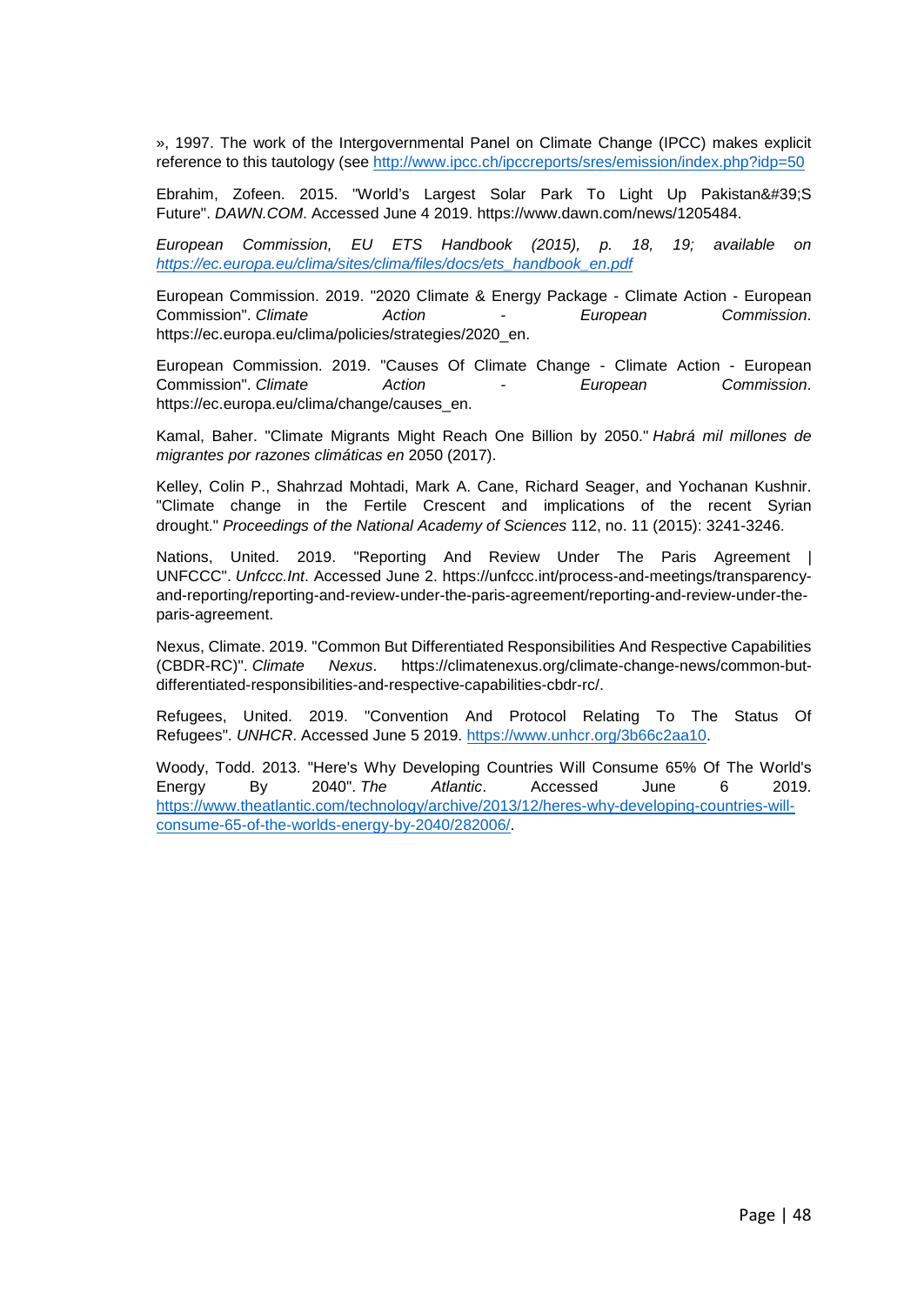», 1997. The work of the Intergovernmental Panel on Climate Change (IPCC) makes explicit reference to this tautology (see http://www.ipcc.ch/ipccreports/sres/emission/index.php?idp=50

Ebrahim, Zofeen. 2015. "World's Largest Solar Park To Light Up Pakistan&#39;S Future". *DAWN.COM*. Accessed June 4 2019. https://www.dawn.com/news/1205484.

*European Commission, EU ETS Handbook (2015), p. 18, 19; available on https://ec.europa.eu/clima/sites/clima/files/docs/ets_handbook_en.pdf*

European Commission. 2019. "2020 Climate & Energy Package - Climate Action - European Commission". *Climate Action - European Commission*. https://ec.europa.eu/clima/policies/strategies/2020_en.

European Commission. 2019. "Causes Of Climate Change - Climate Action - European Commission". *Climate Action - European Commission*. https://ec.europa.eu/clima/change/causes_en.

Kamal, Baher. "Climate Migrants Might Reach One Billion by 2050." *Habrá mil millones de migrantes por razones climáticas en* 2050 (2017).

Kelley, Colin P., Shahrzad Mohtadi, Mark A. Cane, Richard Seager, and Yochanan Kushnir. "Climate change in the Fertile Crescent and implications of the recent Syrian drought." *Proceedings of the National Academy of Sciences* 112, no. 11 (2015): 3241-3246.

Nations, United. 2019. "Reporting And Review Under The Paris Agreement | UNFCCC". *Unfccc.Int*. Accessed June 2. https://unfccc.int/process-and-meetings/transparency-and-reporting/reporting-and-review-under-the-paris-agreement/reporting-and-review-under-the-paris-agreement.

Nexus, Climate. 2019. "Common But Differentiated Responsibilities And Respective Capabilities (CBDR-RC)". *Climate Nexus*. https://climatenexus.org/climate-change-news/common-but-differentiated-responsibilities-and-respective-capabilities-cbdr-rc/.

Refugees, United. 2019. "Convention And Protocol Relating To The Status Of Refugees". *UNHCR*. Accessed June 5 2019. https://www.unhcr.org/3b66c2aa10.

Woody, Todd. 2013. "Here's Why Developing Countries Will Consume 65% Of The World's Energy By 2040". *The Atlantic*. Accessed June 6 2019. https://www.theatlantic.com/technology/archive/2013/12/heres-why-developing-countries-will-consume-65-of-the-worlds-energy-by-2040/282006/.